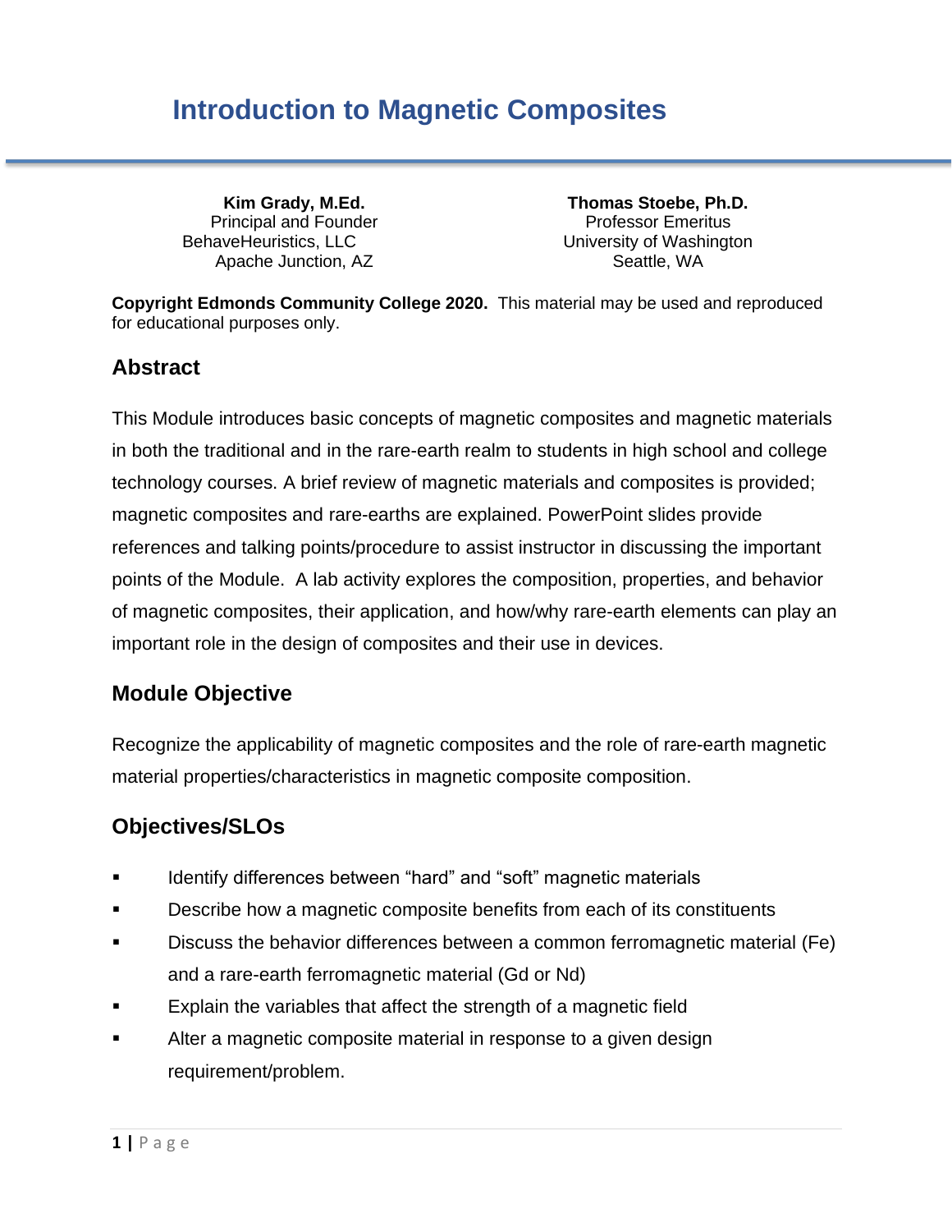# Introduction to Magnetic Composites

**Kim Grady, M.Ed.**
Principal and Founder
BehaveHeuristics, LLC
Apache Junction, AZ

**Thomas Stoebe, Ph.D.**
Professor Emeritus
University of Washington
Seattle, WA

**Copyright Edmonds Community College 2020.** This material may be used and reproduced for educational purposes only.

## Abstract

This Module introduces basic concepts of magnetic composites and magnetic materials in both the traditional and in the rare-earth realm to students in high school and college technology courses. A brief review of magnetic materials and composites is provided; magnetic composites and rare-earths are explained. PowerPoint slides provide references and talking points/procedure to assist instructor in discussing the important points of the Module. A lab activity explores the composition, properties, and behavior of magnetic composites, their application, and how/why rare-earth elements can play an important role in the design of composites and their use in devices.

## Module Objective

Recognize the applicability of magnetic composites and the role of rare-earth magnetic material properties/characteristics in magnetic composite composition.

## Objectives/SLOs

- Identify differences between "hard" and "soft" magnetic materials
- Describe how a magnetic composite benefits from each of its constituents
- Discuss the behavior differences between a common ferromagnetic material (Fe) and a rare-earth ferromagnetic material (Gd or Nd)
- Explain the variables that affect the strength of a magnetic field
- Alter a magnetic composite material in response to a given design requirement/problem.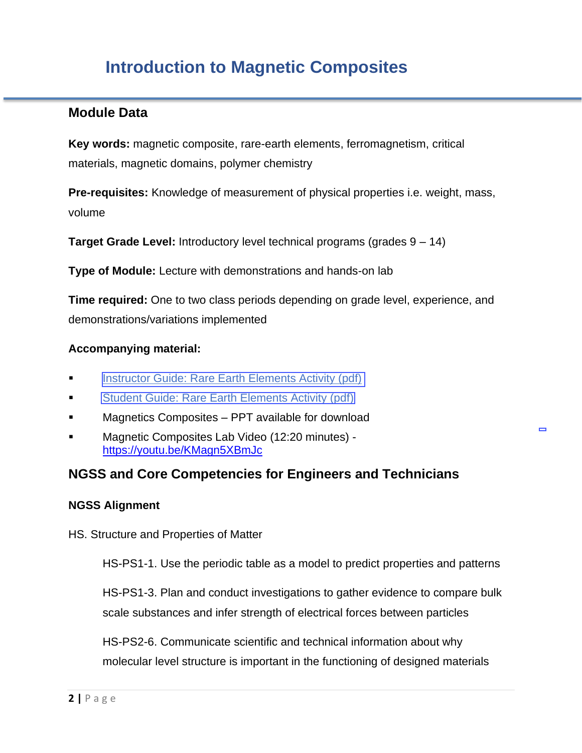# Introduction to Magnetic Composites

## Module Data

**Key words:** magnetic composite, rare-earth elements, ferromagnetism, critical materials, magnetic domains, polymer chemistry

**Pre-requisites:** Knowledge of measurement of physical properties i.e. weight, mass, volume

**Target Grade Level:** Introductory level technical programs (grades 9 – 14)

**Type of Module:** Lecture with demonstrations and hands-on lab

**Time required:** One to two class periods depending on grade level, experience, and demonstrations/variations implemented

**Accompanying material:**

- Instructor Guide: Rare Earth Elements Activity (pdf)
- Student Guide: Rare Earth Elements Activity (pdf)
- Magnetics Composites – PPT available for download
- Magnetic Composites Lab Video (12:20 minutes) - https://youtu.be/KMagn5XBmJc

## NGSS and Core Competencies for Engineers and Technicians

### NGSS Alignment

HS. Structure and Properties of Matter

HS-PS1-1. Use the periodic table as a model to predict properties and patterns

HS-PS1-3. Plan and conduct investigations to gather evidence to compare bulk scale substances and infer strength of electrical forces between particles

HS-PS2-6. Communicate scientific and technical information about why molecular level structure is important in the functioning of designed materials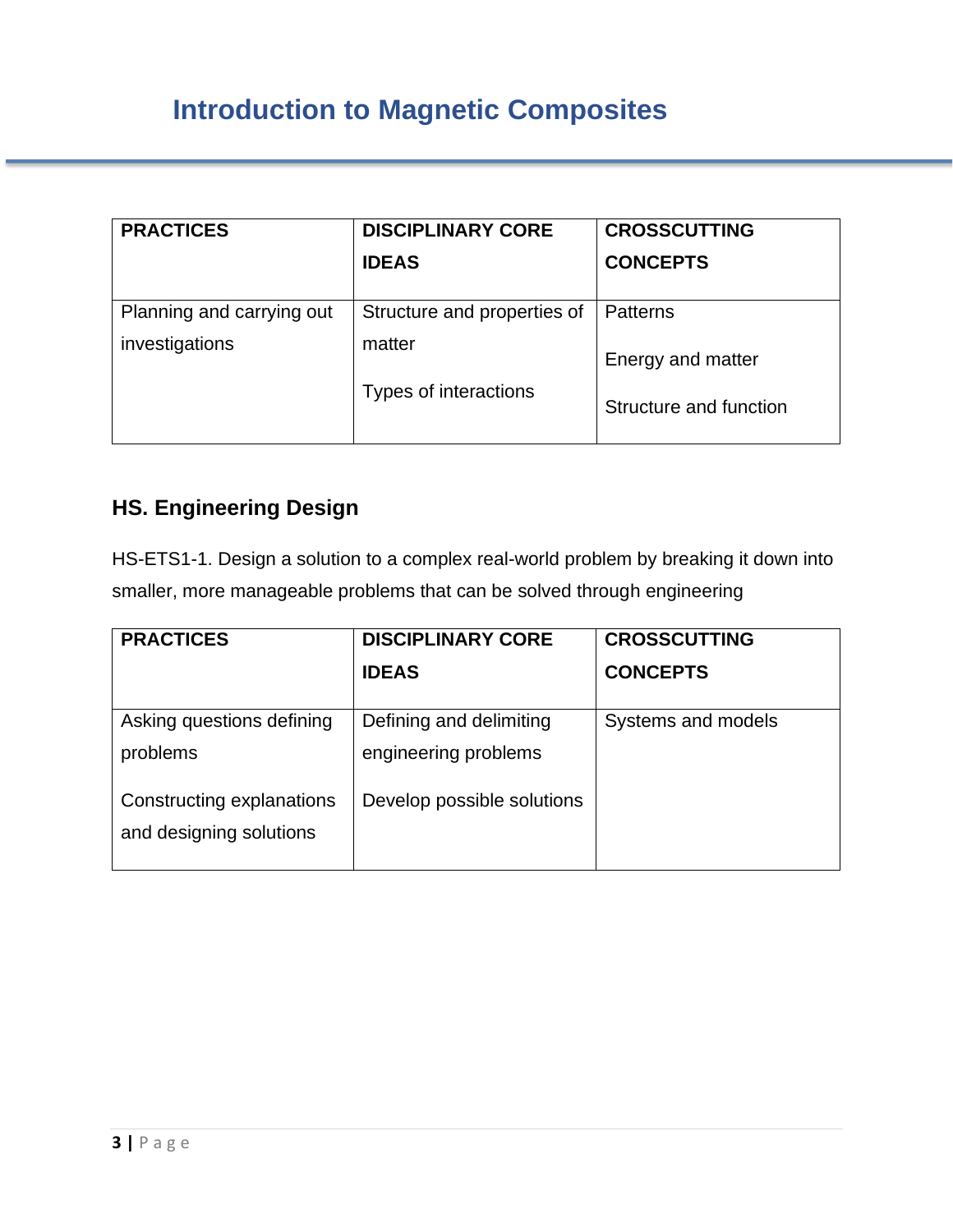| PRACTICES | DISCIPLINARY CORE IDEAS | CROSSCUTTING CONCEPTS |
|---|---|---|
| Planning and carrying out investigations | Structure and properties of matter<br><br>Types of interactions | Patterns<br><br>Energy and matter<br><br>Structure and function |

## HS. Engineering Design

HS-ETS1-1. Design a solution to a complex real-world problem by breaking it down into smaller, more manageable problems that can be solved through engineering

| PRACTICES | DISCIPLINARY CORE IDEAS | CROSSCUTTING CONCEPTS |
|---|---|---|
| Asking questions defining problems<br><br>Constructing explanations and designing solutions | Defining and delimiting engineering problems<br><br>Develop possible solutions | Systems and models |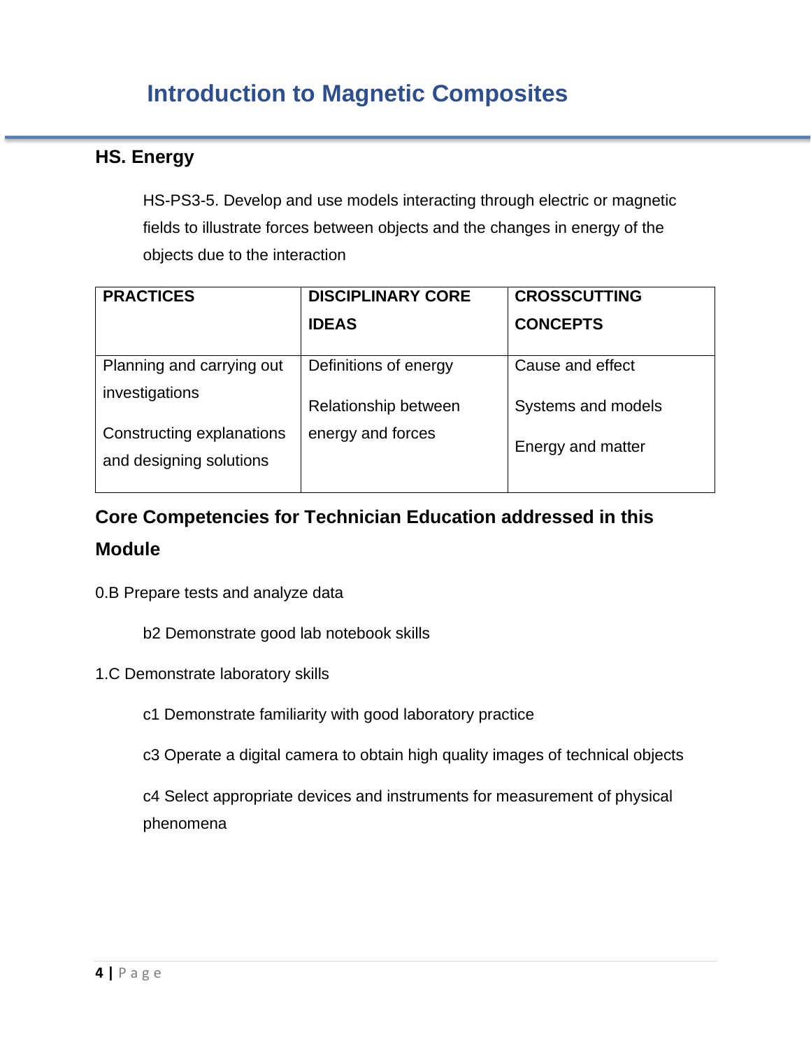# Introduction to Magnetic Composites

## HS. Energy

HS-PS3-5. Develop and use models interacting through electric or magnetic fields to illustrate forces between objects and the changes in energy of the objects due to the interaction

| PRACTICES | DISCIPLINARY CORE IDEAS | CROSSCUTTING CONCEPTS |
|---|---|---|
| Planning and carrying out investigations<br><br>Constructing explanations and designing solutions | Definitions of energy<br><br>Relationship between energy and forces | Cause and effect<br><br>Systems and models<br><br>Energy and matter |

## Core Competencies for Technician Education addressed in this Module

0.B Prepare tests and analyze data

b2 Demonstrate good lab notebook skills

1.C Demonstrate laboratory skills

c1 Demonstrate familiarity with good laboratory practice

c3 Operate a digital camera to obtain high quality images of technical objects

c4 Select appropriate devices and instruments for measurement of physical phenomena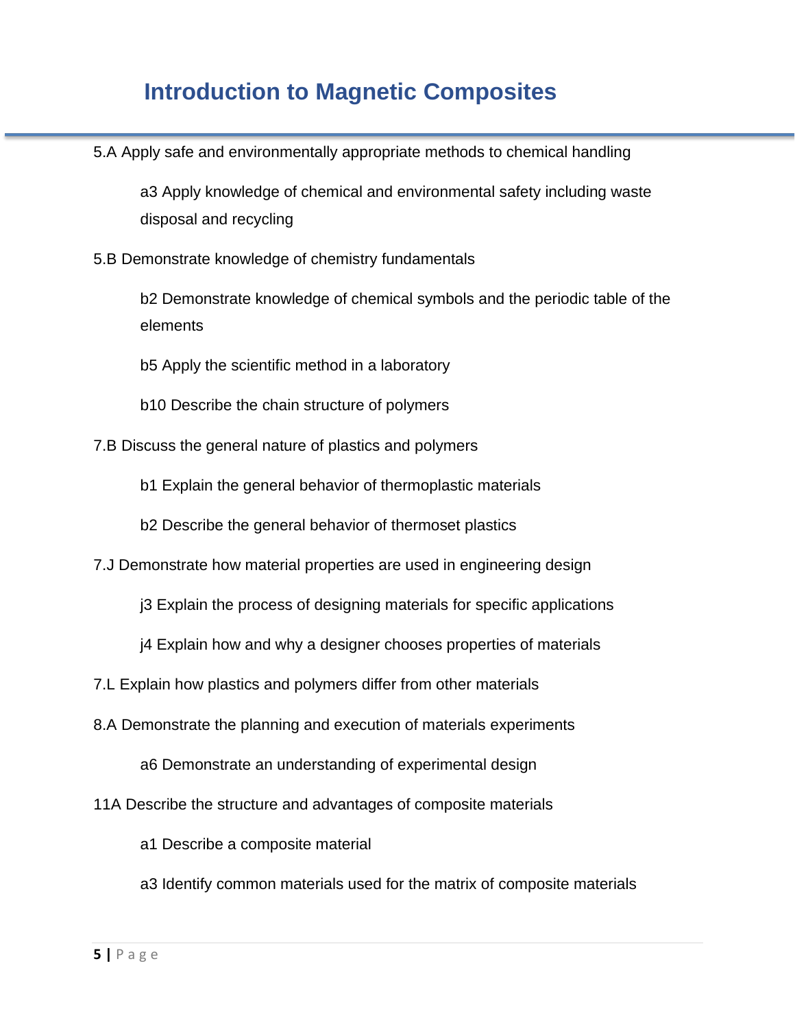# Introduction to Magnetic Composites

5.A Apply safe and environmentally appropriate methods to chemical handling

a3 Apply knowledge of chemical and environmental safety including waste disposal and recycling

5.B Demonstrate knowledge of chemistry fundamentals

b2 Demonstrate knowledge of chemical symbols and the periodic table of the elements

b5 Apply the scientific method in a laboratory

b10 Describe the chain structure of polymers

7.B Discuss the general nature of plastics and polymers

b1 Explain the general behavior of thermoplastic materials

b2 Describe the general behavior of thermoset plastics

7.J Demonstrate how material properties are used in engineering design

j3 Explain the process of designing materials for specific applications

j4 Explain how and why a designer chooses properties of materials

7.L Explain how plastics and polymers differ from other materials

8.A Demonstrate the planning and execution of materials experiments

a6 Demonstrate an understanding of experimental design

11A Describe the structure and advantages of composite materials

a1 Describe a composite material

a3 Identify common materials used for the matrix of composite materials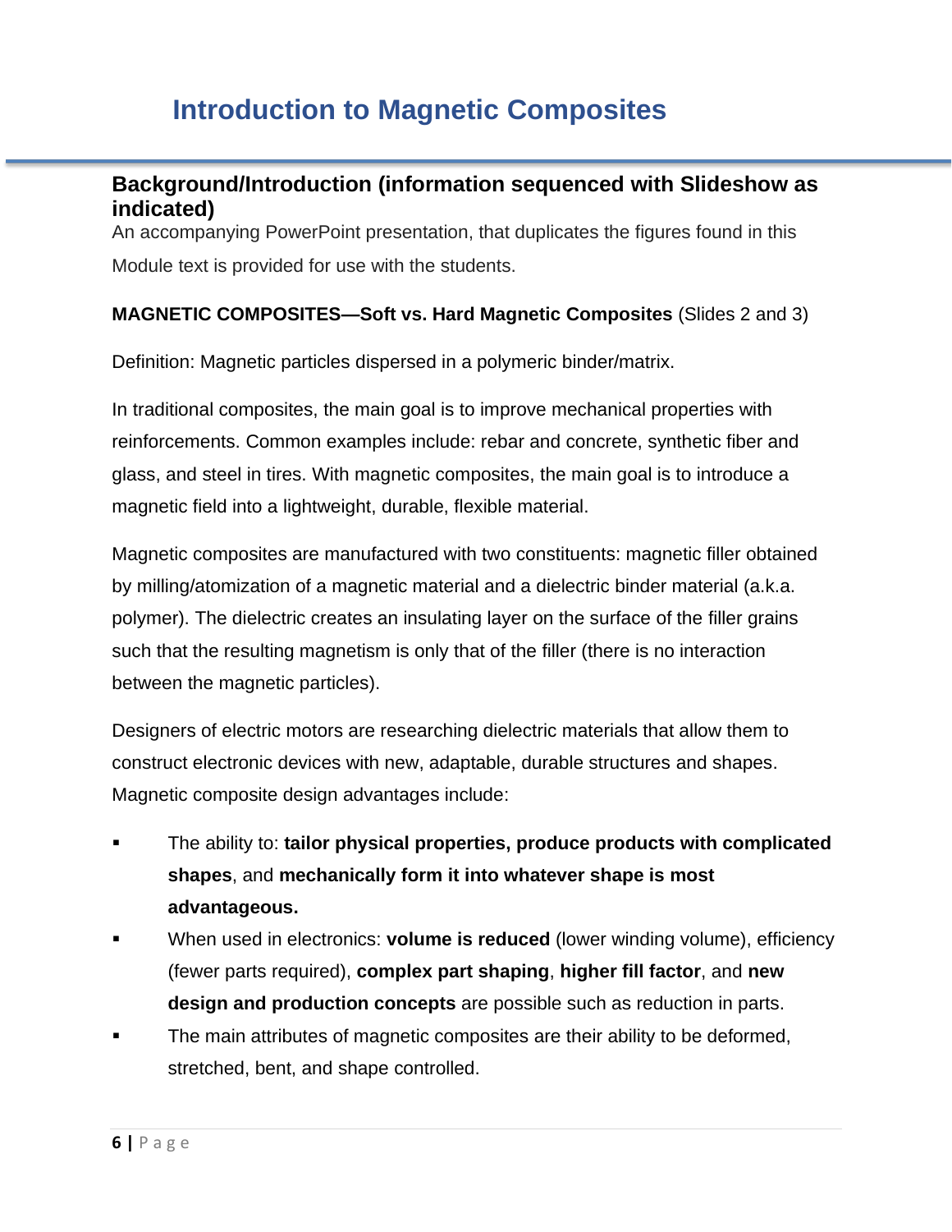# Introduction to Magnetic Composites

## Background/Introduction (information sequenced with Slideshow as indicated)

An accompanying PowerPoint presentation, that duplicates the figures found in this Module text is provided for use with the students.

**MAGNETIC COMPOSITES—Soft vs. Hard Magnetic Composites** (Slides 2 and 3)

Definition: Magnetic particles dispersed in a polymeric binder/matrix.

In traditional composites, the main goal is to improve mechanical properties with reinforcements. Common examples include: rebar and concrete, synthetic fiber and glass, and steel in tires. With magnetic composites, the main goal is to introduce a magnetic field into a lightweight, durable, flexible material.

Magnetic composites are manufactured with two constituents: magnetic filler obtained by milling/atomization of a magnetic material and a dielectric binder material (a.k.a. polymer). The dielectric creates an insulating layer on the surface of the filler grains such that the resulting magnetism is only that of the filler (there is no interaction between the magnetic particles).

Designers of electric motors are researching dielectric materials that allow them to construct electronic devices with new, adaptable, durable structures and shapes. Magnetic composite design advantages include:

- The ability to: **tailor physical properties, produce products with complicated shapes**, and **mechanically form it into whatever shape is most advantageous.**
- When used in electronics: **volume is reduced** (lower winding volume), efficiency (fewer parts required), **complex part shaping**, **higher fill factor**, and **new design and production concepts** are possible such as reduction in parts.
- The main attributes of magnetic composites are their ability to be deformed, stretched, bent, and shape controlled.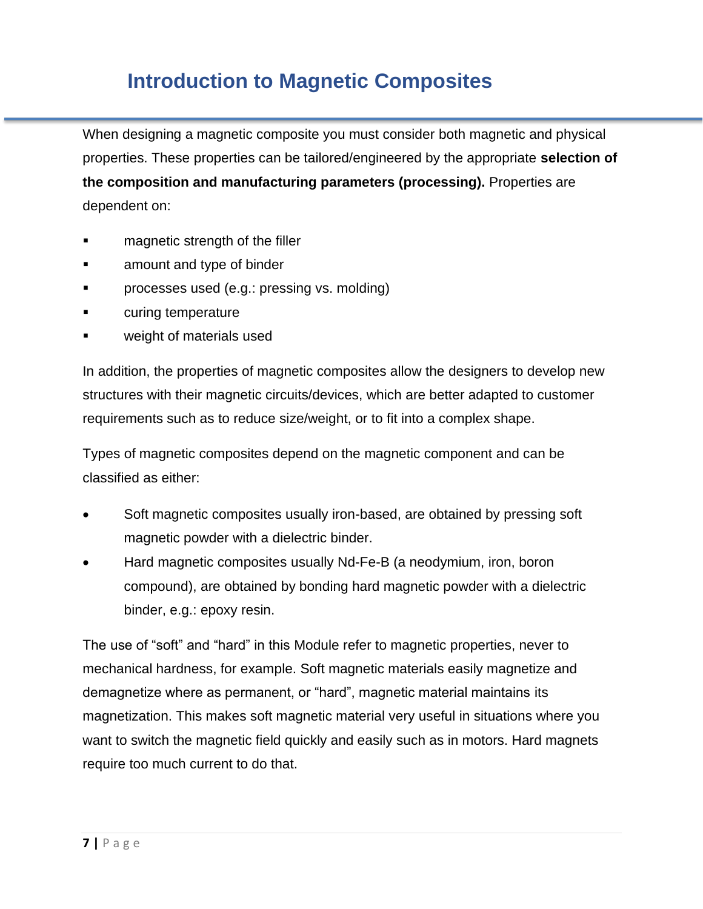# Introduction to Magnetic Composites

When designing a magnetic composite you must consider both magnetic and physical properties. These properties can be tailored/engineered by the appropriate **selection of the composition and manufacturing parameters (processing).** Properties are dependent on:

- magnetic strength of the filler
- amount and type of binder
- processes used (e.g.: pressing vs. molding)
- curing temperature
- weight of materials used

In addition, the properties of magnetic composites allow the designers to develop new structures with their magnetic circuits/devices, which are better adapted to customer requirements such as to reduce size/weight, or to fit into a complex shape.

Types of magnetic composites depend on the magnetic component and can be classified as either:

- Soft magnetic composites usually iron-based, are obtained by pressing soft magnetic powder with a dielectric binder.
- Hard magnetic composites usually Nd-Fe-B (a neodymium, iron, boron compound), are obtained by bonding hard magnetic powder with a dielectric binder, e.g.: epoxy resin.

The use of “soft” and “hard” in this Module refer to magnetic properties, never to mechanical hardness, for example. Soft magnetic materials easily magnetize and demagnetize where as permanent, or “hard”, magnetic material maintains its magnetization. This makes soft magnetic material very useful in situations where you want to switch the magnetic field quickly and easily such as in motors. Hard magnets require too much current to do that.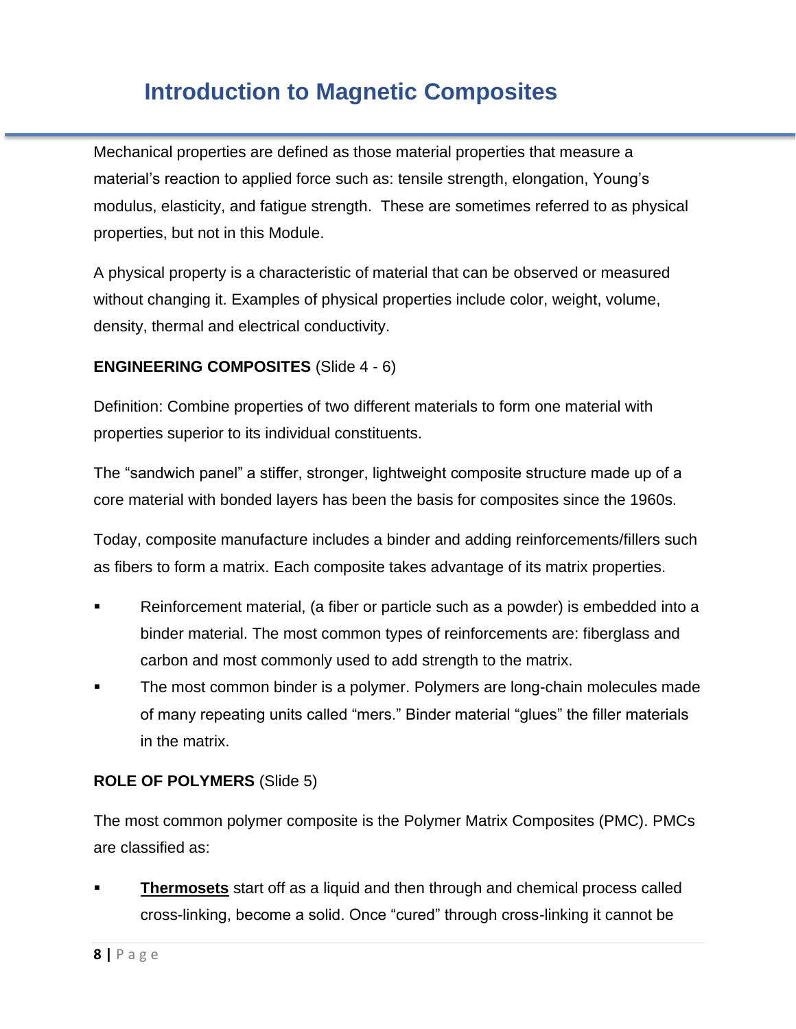Mechanical properties are defined as those material properties that measure a material's reaction to applied force such as: tensile strength, elongation, Young's modulus, elasticity, and fatigue strength.  These are sometimes referred to as physical properties, but not in this Module.

A physical property is a characteristic of material that can be observed or measured without changing it. Examples of physical properties include color, weight, volume, density, thermal and electrical conductivity.

**ENGINEERING COMPOSITES** (Slide 4 - 6)

Definition: Combine properties of two different materials to form one material with properties superior to its individual constituents.

The "sandwich panel" a stiffer, stronger, lightweight composite structure made up of a core material with bonded layers has been the basis for composites since the 1960s.

Today, composite manufacture includes a binder and adding reinforcements/fillers such as fibers to form a matrix. Each composite takes advantage of its matrix properties.

- Reinforcement material, (a fiber or particle such as a powder) is embedded into a binder material. The most common types of reinforcements are: fiberglass and carbon and most commonly used to add strength to the matrix.
- The most common binder is a polymer. Polymers are long-chain molecules made of many repeating units called "mers." Binder material "glues" the filler materials in the matrix.

**ROLE OF POLYMERS** (Slide 5)

The most common polymer composite is the Polymer Matrix Composites (PMC). PMCs are classified as:

- **<u>Thermosets</u>** start off as a liquid and then through and chemical process called cross-linking, become a solid. Once "cured" through cross-linking it cannot be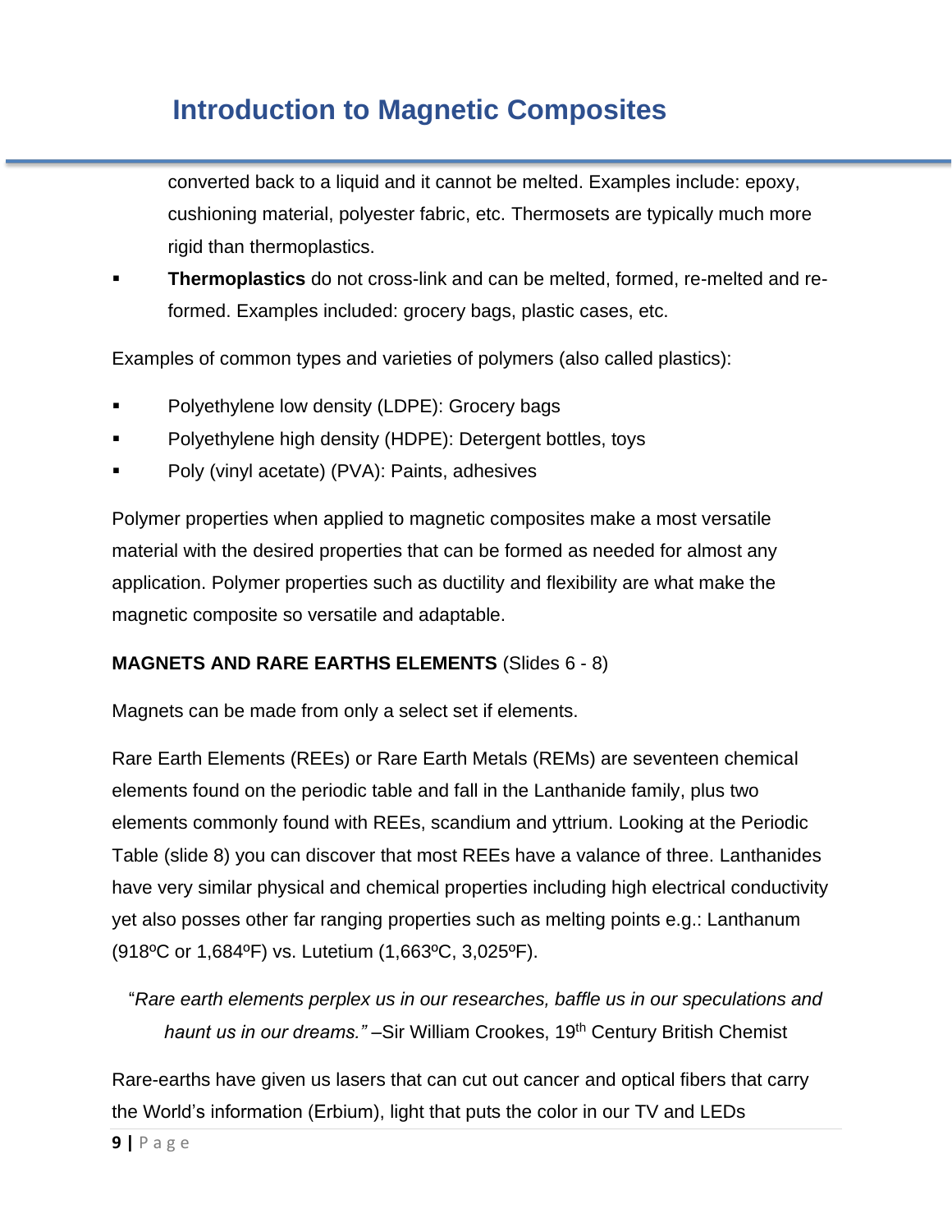converted back to a liquid and it cannot be melted. Examples include: epoxy, cushioning material, polyester fabric, etc. Thermosets are typically much more rigid than thermoplastics.

- **Thermoplastics** do not cross-link and can be melted, formed, re-melted and re-formed. Examples included: grocery bags, plastic cases, etc.

Examples of common types and varieties of polymers (also called plastics):

- Polyethylene low density (LDPE): Grocery bags
- Polyethylene high density (HDPE): Detergent bottles, toys
- Poly (vinyl acetate) (PVA): Paints, adhesives

Polymer properties when applied to magnetic composites make a most versatile material with the desired properties that can be formed as needed for almost any application. Polymer properties such as ductility and flexibility are what make the magnetic composite so versatile and adaptable.

**MAGNETS AND RARE EARTHS ELEMENTS** (Slides 6 - 8)

Magnets can be made from only a select set if elements.

Rare Earth Elements (REEs) or Rare Earth Metals (REMs) are seventeen chemical elements found on the periodic table and fall in the Lanthanide family, plus two elements commonly found with REEs, scandium and yttrium. Looking at the Periodic Table (slide 8) you can discover that most REEs have a valance of three. Lanthanides have very similar physical and chemical properties including high electrical conductivity yet also posses other far ranging properties such as melting points e.g.: Lanthanum (918ºC or 1,684ºF) vs. Lutetium (1,663ºC, 3,025ºF).

"*Rare earth elements perplex us in our researches, baffle us in our speculations and haunt us in our dreams."* –Sir William Crookes, 19th Century British Chemist

Rare-earths have given us lasers that can cut out cancer and optical fibers that carry the World's information (Erbium), light that puts the color in our TV and LEDs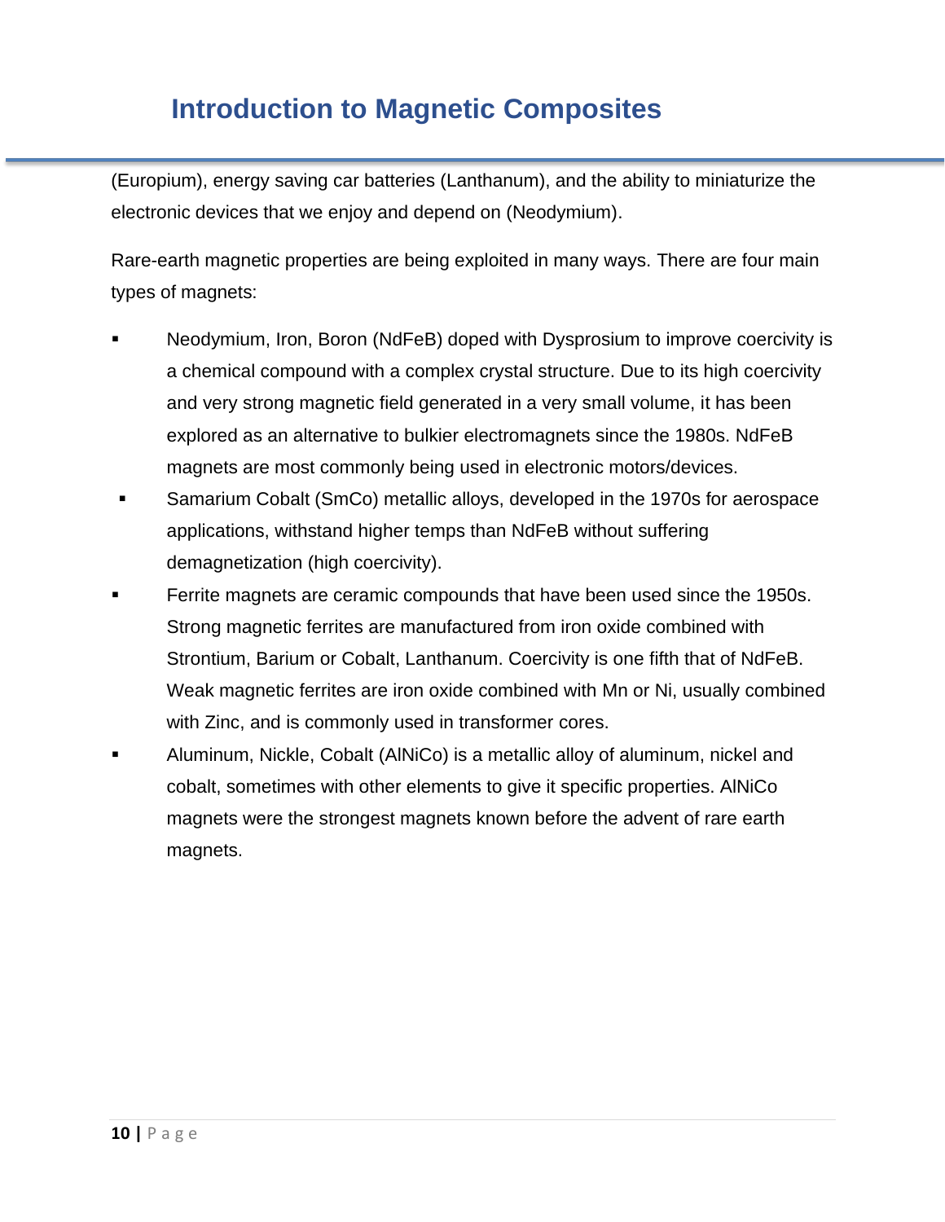(Europium), energy saving car batteries (Lanthanum), and the ability to miniaturize the electronic devices that we enjoy and depend on (Neodymium).

Rare-earth magnetic properties are being exploited in many ways. There are four main types of magnets:

- Neodymium, Iron, Boron (NdFeB) doped with Dysprosium to improve coercivity is a chemical compound with a complex crystal structure. Due to its high coercivity and very strong magnetic field generated in a very small volume, it has been explored as an alternative to bulkier electromagnets since the 1980s. NdFeB magnets are most commonly being used in electronic motors/devices.
- Samarium Cobalt (SmCo) metallic alloys, developed in the 1970s for aerospace applications, withstand higher temps than NdFeB without suffering demagnetization (high coercivity).
- Ferrite magnets are ceramic compounds that have been used since the 1950s. Strong magnetic ferrites are manufactured from iron oxide combined with Strontium, Barium or Cobalt, Lanthanum. Coercivity is one fifth that of NdFeB. Weak magnetic ferrites are iron oxide combined with Mn or Ni, usually combined with Zinc, and is commonly used in transformer cores.
- Aluminum, Nickle, Cobalt (AlNiCo) is a metallic alloy of aluminum, nickel and cobalt, sometimes with other elements to give it specific properties. AlNiCo magnets were the strongest magnets known before the advent of rare earth magnets.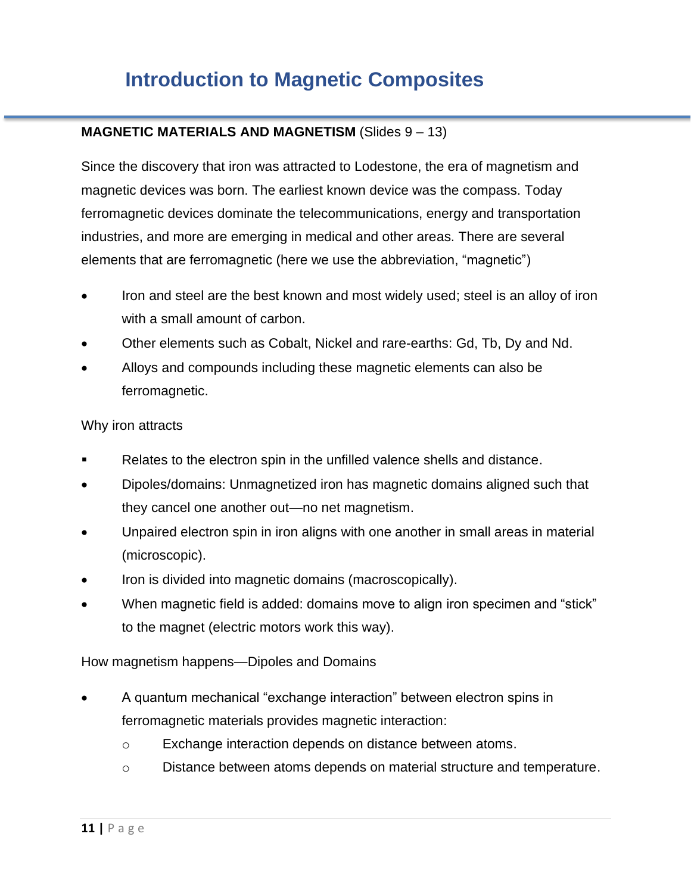# Introduction to Magnetic Composites

**MAGNETIC MATERIALS AND MAGNETISM** (Slides 9 – 13)

Since the discovery that iron was attracted to Lodestone, the era of magnetism and magnetic devices was born. The earliest known device was the compass. Today ferromagnetic devices dominate the telecommunications, energy and transportation industries, and more are emerging in medical and other areas. There are several elements that are ferromagnetic (here we use the abbreviation, "magnetic")

- Iron and steel are the best known and most widely used; steel is an alloy of iron with a small amount of carbon.
- Other elements such as Cobalt, Nickel and rare-earths: Gd, Tb, Dy and Nd.
- Alloys and compounds including these magnetic elements can also be ferromagnetic.

Why iron attracts

- Relates to the electron spin in the unfilled valence shells and distance.
- Dipoles/domains: Unmagnetized iron has magnetic domains aligned such that they cancel one another out—no net magnetism.
- Unpaired electron spin in iron aligns with one another in small areas in material (microscopic).
- Iron is divided into magnetic domains (macroscopically).
- When magnetic field is added: domains move to align iron specimen and "stick" to the magnet (electric motors work this way).

How magnetism happens—Dipoles and Domains

- A quantum mechanical "exchange interaction" between electron spins in ferromagnetic materials provides magnetic interaction:
  - Exchange interaction depends on distance between atoms.
  - Distance between atoms depends on material structure and temperature.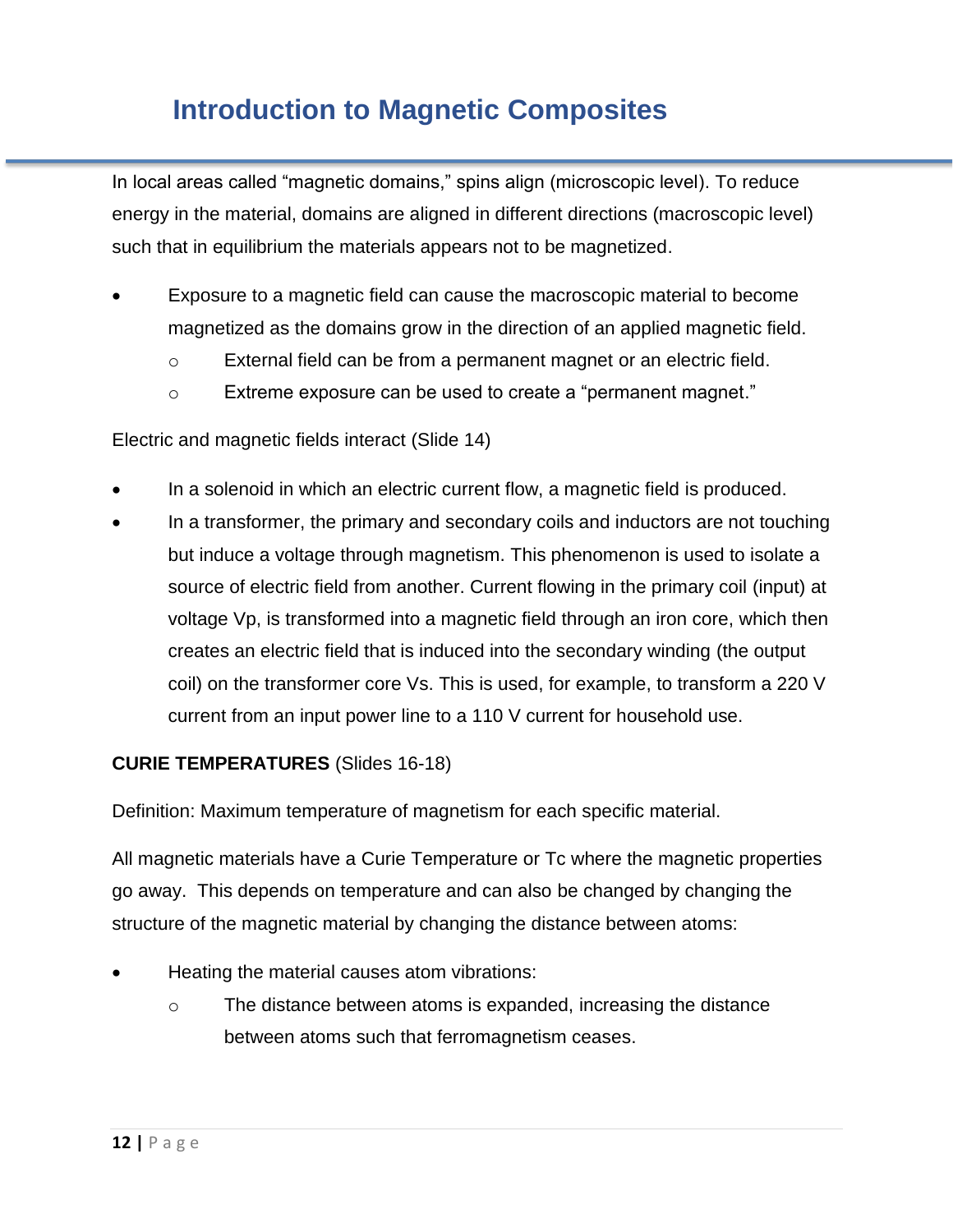# Introduction to Magnetic Composites

In local areas called "magnetic domains," spins align (microscopic level). To reduce energy in the material, domains are aligned in different directions (macroscopic level) such that in equilibrium the materials appears not to be magnetized.

- Exposure to a magnetic field can cause the macroscopic material to become magnetized as the domains grow in the direction of an applied magnetic field.
  - External field can be from a permanent magnet or an electric field.
  - Extreme exposure can be used to create a "permanent magnet."

Electric and magnetic fields interact (Slide 14)

- In a solenoid in which an electric current flow, a magnetic field is produced.
- In a transformer, the primary and secondary coils and inductors are not touching but induce a voltage through magnetism. This phenomenon is used to isolate a source of electric field from another. Current flowing in the primary coil (input) at voltage Vp, is transformed into a magnetic field through an iron core, which then creates an electric field that is induced into the secondary winding (the output coil) on the transformer core Vs. This is used, for example, to transform a 220 V current from an input power line to a 110 V current for household use.

**CURIE TEMPERATURES** (Slides 16-18)

Definition: Maximum temperature of magnetism for each specific material.

All magnetic materials have a Curie Temperature or Tc where the magnetic properties go away. This depends on temperature and can also be changed by changing the structure of the magnetic material by changing the distance between atoms:

- Heating the material causes atom vibrations:
  - The distance between atoms is expanded, increasing the distance between atoms such that ferromagnetism ceases.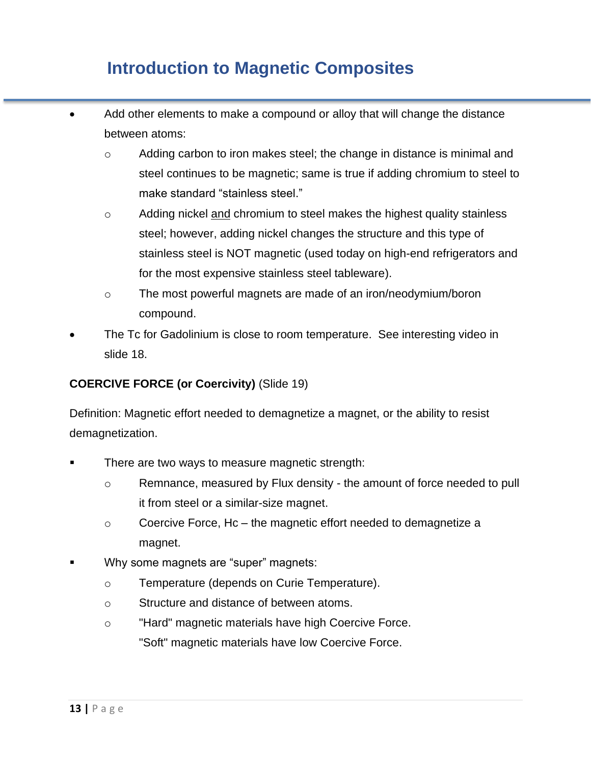- Add other elements to make a compound or alloy that will change the distance between atoms:
    - Adding carbon to iron makes steel; the change in distance is minimal and steel continues to be magnetic; same is true if adding chromium to steel to make standard “stainless steel.”
    - Adding nickel <u>and</u> chromium to steel makes the highest quality stainless steel; however, adding nickel changes the structure and this type of stainless steel is NOT magnetic (used today on high-end refrigerators and for the most expensive stainless steel tableware).
    - The most powerful magnets are made of an iron/neodymium/boron compound.
- The Tc for Gadolinium is close to room temperature. See interesting video in slide 18.

**COERCIVE FORCE (or Coercivity)** (Slide 19)

Definition: Magnetic effort needed to demagnetize a magnet, or the ability to resist demagnetization.

- There are two ways to measure magnetic strength:
    - Remnance, measured by Flux density - the amount of force needed to pull it from steel or a similar-size magnet.
    - Coercive Force, Hc – the magnetic effort needed to demagnetize a magnet.
- Why some magnets are “super” magnets:
    - Temperature (depends on Curie Temperature).
    - Structure and distance of between atoms.
    - "Hard" magnetic materials have high Coercive Force.
      "Soft" magnetic materials have low Coercive Force.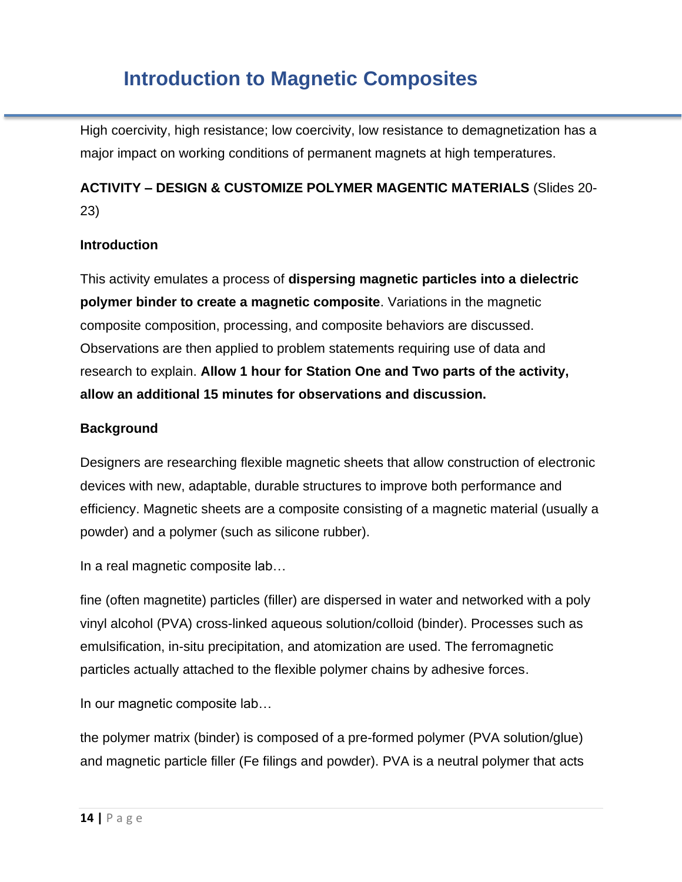High coercivity, high resistance; low coercivity, low resistance to demagnetization has a major impact on working conditions of permanent magnets at high temperatures.

**ACTIVITY – DESIGN & CUSTOMIZE POLYMER MAGENTIC MATERIALS** (Slides 20-23)

**Introduction**

This activity emulates a process of **dispersing magnetic particles into a dielectric polymer binder to create a magnetic composite**. Variations in the magnetic composite composition, processing, and composite behaviors are discussed. Observations are then applied to problem statements requiring use of data and research to explain. **Allow 1 hour for Station One and Two parts of the activity, allow an additional 15 minutes for observations and discussion.**

**Background**

Designers are researching flexible magnetic sheets that allow construction of electronic devices with new, adaptable, durable structures to improve both performance and efficiency. Magnetic sheets are a composite consisting of a magnetic material (usually a powder) and a polymer (such as silicone rubber).

In a real magnetic composite lab…

fine (often magnetite) particles (filler) are dispersed in water and networked with a poly vinyl alcohol (PVA) cross-linked aqueous solution/colloid (binder). Processes such as emulsification, in-situ precipitation, and atomization are used. The ferromagnetic particles actually attached to the flexible polymer chains by adhesive forces.

In our magnetic composite lab…

the polymer matrix (binder) is composed of a pre-formed polymer (PVA solution/glue) and magnetic particle filler (Fe filings and powder). PVA is a neutral polymer that acts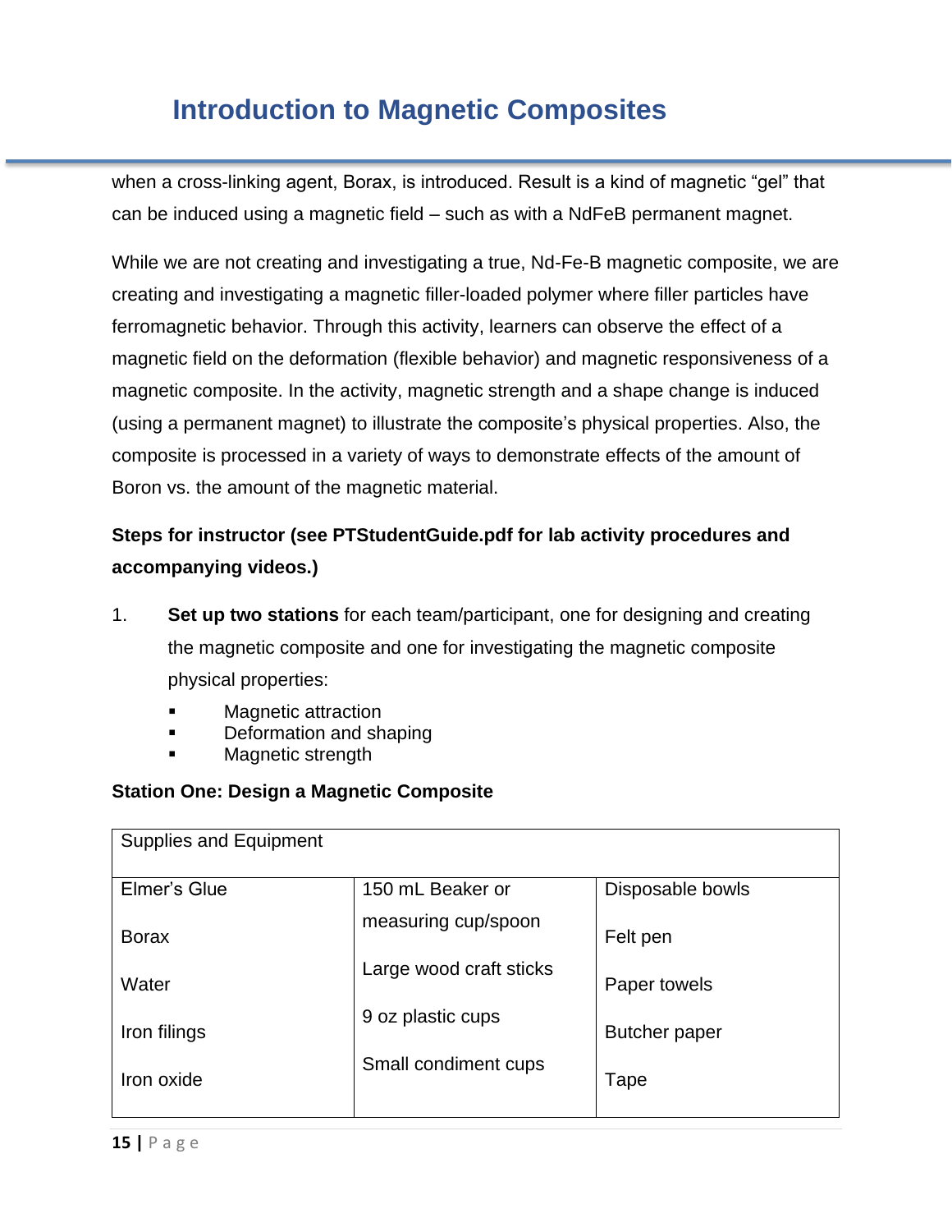when a cross-linking agent, Borax, is introduced. Result is a kind of magnetic "gel" that can be induced using a magnetic field – such as with a NdFeB permanent magnet.

While we are not creating and investigating a true, Nd-Fe-B magnetic composite, we are creating and investigating a magnetic filler-loaded polymer where filler particles have ferromagnetic behavior. Through this activity, learners can observe the effect of a magnetic field on the deformation (flexible behavior) and magnetic responsiveness of a magnetic composite. In the activity, magnetic strength and a shape change is induced (using a permanent magnet) to illustrate the composite's physical properties. Also, the composite is processed in a variety of ways to demonstrate effects of the amount of Boron vs. the amount of the magnetic material.

**Steps for instructor (see PTStudentGuide.pdf for lab activity procedures and accompanying videos.)**

1. **Set up two stations** for each team/participant, one for designing and creating the magnetic composite and one for investigating the magnetic composite physical properties:
   - Magnetic attraction
   - Deformation and shaping
   - Magnetic strength

**Station One: Design a Magnetic Composite**

| Supplies and Equipment | | |
|---|---|---|
| Elmer's Glue<br>Borax<br>Water<br>Iron filings<br>Iron oxide | 150 mL Beaker or measuring cup/spoon<br>Large wood craft sticks<br>9 oz plastic cups<br>Small condiment cups | Disposable bowls<br>Felt pen<br>Paper towels<br>Butcher paper<br>Tape |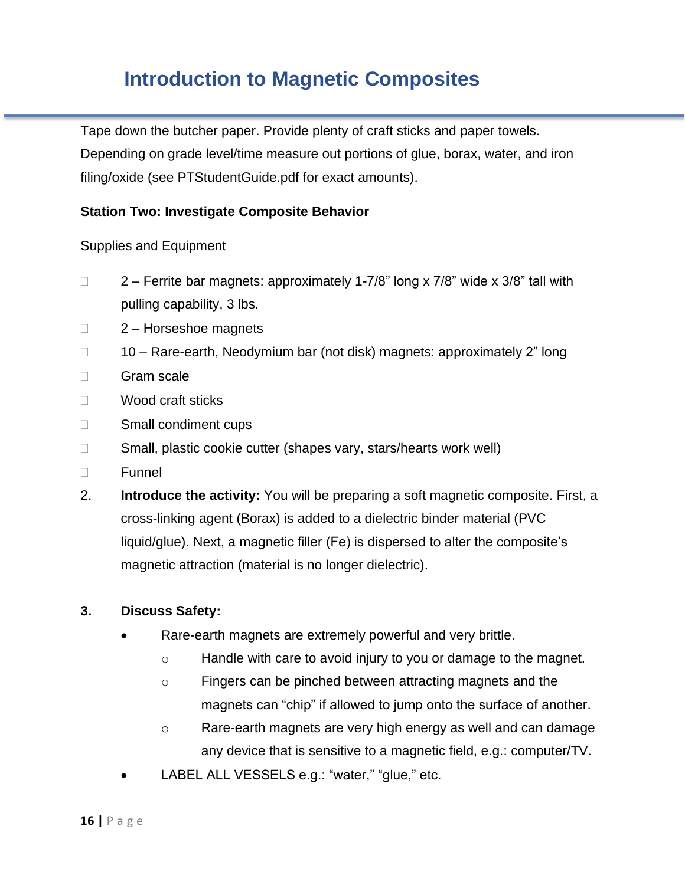# Introduction to Magnetic Composites

Tape down the butcher paper. Provide plenty of craft sticks and paper towels. Depending on grade level/time measure out portions of glue, borax, water, and iron filing/oxide (see PTStudentGuide.pdf for exact amounts).

**Station Two: Investigate Composite Behavior**

Supplies and Equipment

- 2 – Ferrite bar magnets: approximately 1-7/8" long x 7/8" wide x 3/8" tall with pulling capability, 3 lbs.
- 2 – Horseshoe magnets
- 10 – Rare-earth, Neodymium bar (not disk) magnets: approximately 2" long
- Gram scale
- Wood craft sticks
- Small condiment cups
- Small, plastic cookie cutter (shapes vary, stars/hearts work well)
- Funnel

2. **Introduce the activity:** You will be preparing a soft magnetic composite. First, a cross-linking agent (Borax) is added to a dielectric binder material (PVC liquid/glue). Next, a magnetic filler (Fe) is dispersed to alter the composite's magnetic attraction (material is no longer dielectric).

3. **Discuss Safety:**
   - Rare-earth magnets are extremely powerful and very brittle.
     - Handle with care to avoid injury to you or damage to the magnet.
     - Fingers can be pinched between attracting magnets and the magnets can "chip" if allowed to jump onto the surface of another.
     - Rare-earth magnets are very high energy as well and can damage any device that is sensitive to a magnetic field, e.g.: computer/TV.
   - LABEL ALL VESSELS e.g.: "water," "glue," etc.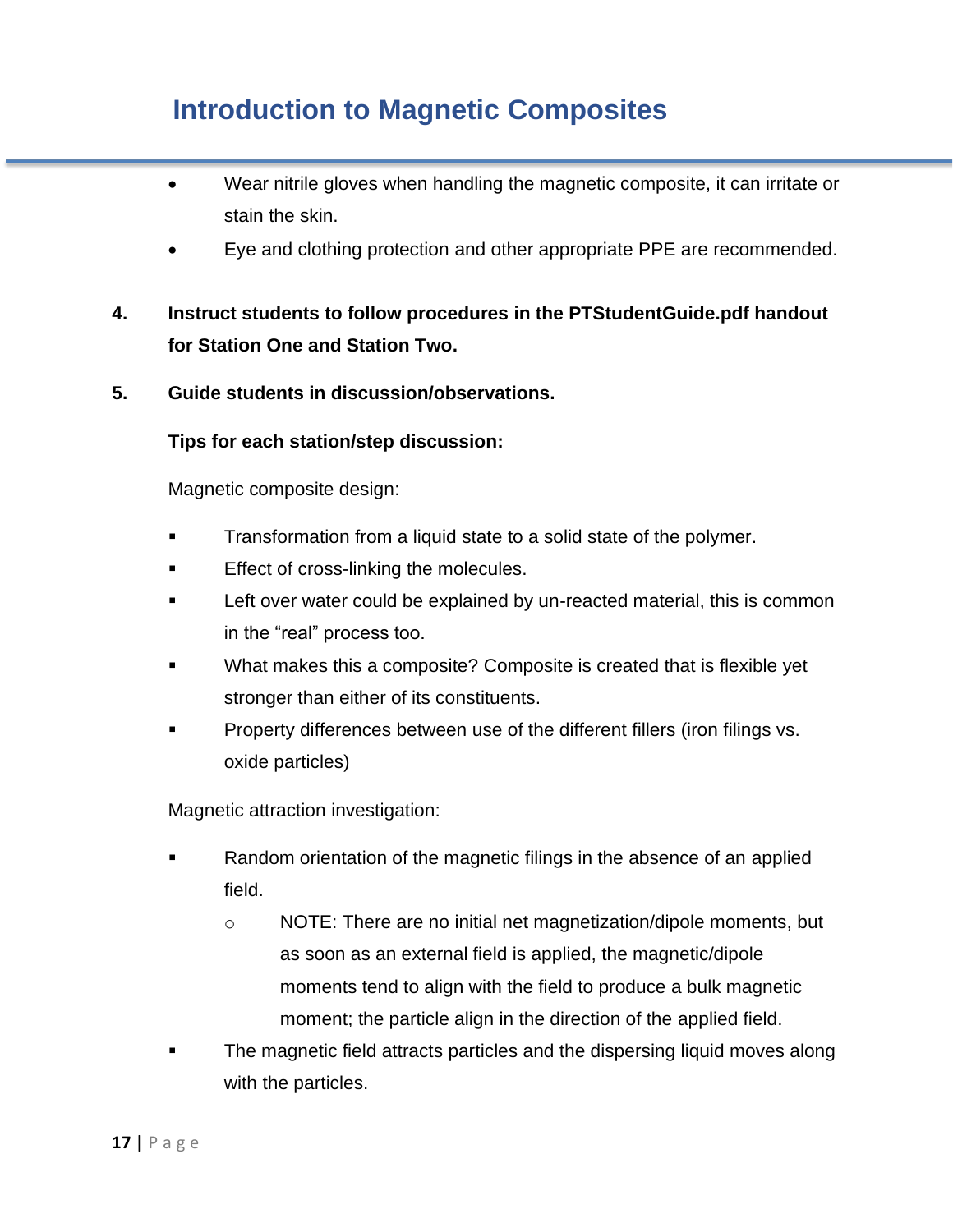- Wear nitrile gloves when handling the magnetic composite, it can irritate or stain the skin.
- Eye and clothing protection and other appropriate PPE are recommended.

**4. Instruct students to follow procedures in the PTStudentGuide.pdf handout for Station One and Station Two.**

**5. Guide students in discussion/observations.**

**Tips for each station/step discussion:**

Magnetic composite design:

- Transformation from a liquid state to a solid state of the polymer.
- Effect of cross-linking the molecules.
- Left over water could be explained by un-reacted material, this is common in the "real" process too.
- What makes this a composite? Composite is created that is flexible yet stronger than either of its constituents.
- Property differences between use of the different fillers (iron filings vs. oxide particles)

Magnetic attraction investigation:

- Random orientation of the magnetic filings in the absence of an applied field.
    - NOTE: There are no initial net magnetization/dipole moments, but as soon as an external field is applied, the magnetic/dipole moments tend to align with the field to produce a bulk magnetic moment; the particle align in the direction of the applied field.
- The magnetic field attracts particles and the dispersing liquid moves along with the particles.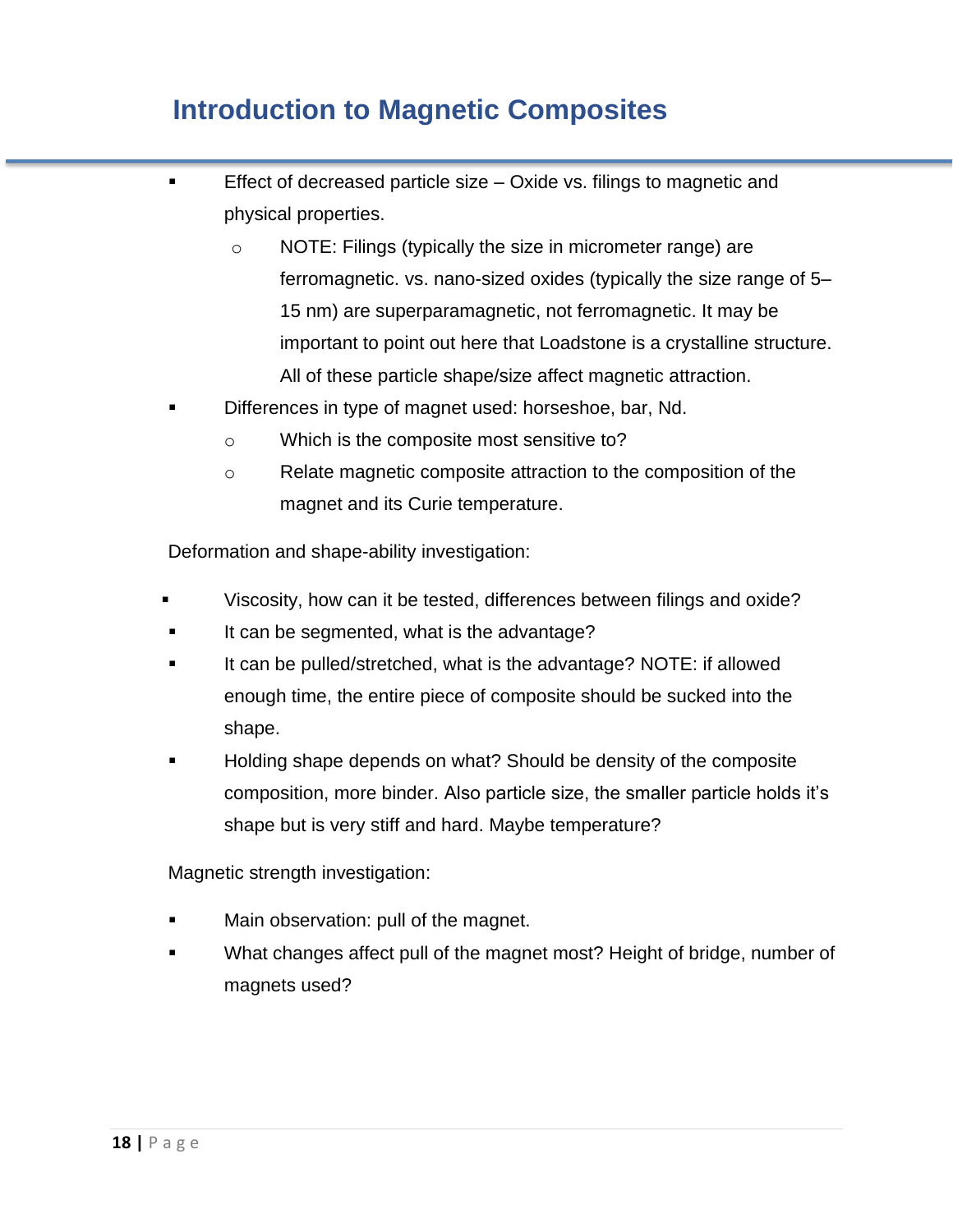## Introduction to Magnetic Composites

- Effect of decreased particle size – Oxide vs. filings to magnetic and physical properties.
    - NOTE: Filings (typically the size in micrometer range) are ferromagnetic. vs. nano-sized oxides (typically the size range of 5–15 nm) are superparamagnetic, not ferromagnetic. It may be important to point out here that Loadstone is a crystalline structure. All of these particle shape/size affect magnetic attraction.
- Differences in type of magnet used: horseshoe, bar, Nd.
    - Which is the composite most sensitive to?
    - Relate magnetic composite attraction to the composition of the magnet and its Curie temperature.

Deformation and shape-ability investigation:

- Viscosity, how can it be tested, differences between filings and oxide?
- It can be segmented, what is the advantage?
- It can be pulled/stretched, what is the advantage? NOTE: if allowed enough time, the entire piece of composite should be sucked into the shape.
- Holding shape depends on what? Should be density of the composite composition, more binder. Also particle size, the smaller particle holds it's shape but is very stiff and hard. Maybe temperature?

Magnetic strength investigation:

- Main observation: pull of the magnet.
- What changes affect pull of the magnet most? Height of bridge, number of magnets used?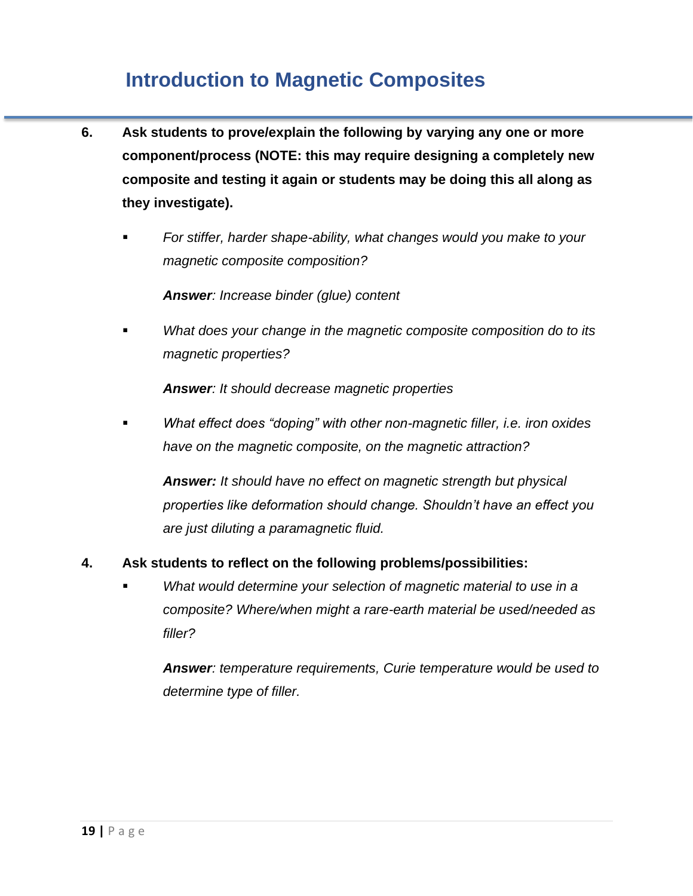6. **Ask students to prove/explain the following by varying any one or more component/process (NOTE: this may require designing a completely new composite and testing it again or students may be doing this all along as they investigate).**

   - *For stiffer, harder shape-ability, what changes would you make to your magnetic composite composition?*

     ***Answer****: Increase binder (glue) content*

   - *What does your change in the magnetic composite composition do to its magnetic properties?*

     ***Answer****: It should decrease magnetic properties*

   - *What effect does "doping" with other non-magnetic filler, i.e. iron oxides have on the magnetic composite, on the magnetic attraction?*

     ***Answer:*** *It should have no effect on magnetic strength but physical properties like deformation should change. Shouldn't have an effect you are just diluting a paramagnetic fluid.*

4. **Ask students to reflect on the following problems/possibilities:**

   - *What would determine your selection of magnetic material to use in a composite? Where/when might a rare-earth material be used/needed as filler?*

     ***Answer****: temperature requirements, Curie temperature would be used to determine type of filler.*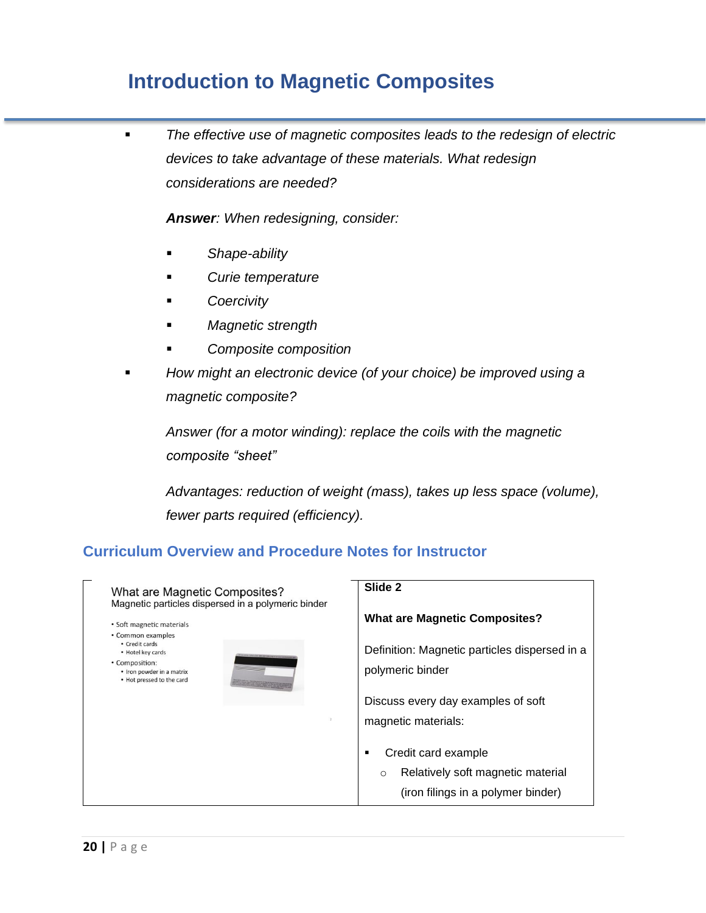# Introduction to Magnetic Composites

- *The effective use of magnetic composites leads to the redesign of electric devices to take advantage of these materials. What redesign considerations are needed?*

  ***Answer**: When redesigning, consider:*

  - *Shape-ability*
  - *Curie temperature*
  - *Coercivity*
  - *Magnetic strength*
  - *Composite composition*

- *How might an electronic device (of your choice) be improved using a magnetic composite?*

  *Answer (for a motor winding): replace the coils with the magnetic composite "sheet"*

  *Advantages: reduction of weight (mass), takes up less space (volume), fewer parts required (efficiency).*

## Curriculum Overview and Procedure Notes for Instructor

| | |
|---|---|
| What are Magnetic Composites?<br>Magnetic particles dispersed in a polymeric binder<br>• Soft magnetic materials<br>• Common examples<br>  • Credit cards<br>  • Hotel key cards<br>• Composition:<br>  • Iron powder in a matrix<br>  • Hot pressed to the card | **Slide 2**<br><br>**What are Magnetic Composites?**<br><br>Definition: Magnetic particles dispersed in a polymeric binder<br><br>Discuss every day examples of soft magnetic materials:<br><br>▪ Credit card example<br>  ○ Relatively soft magnetic material (iron filings in a polymer binder) |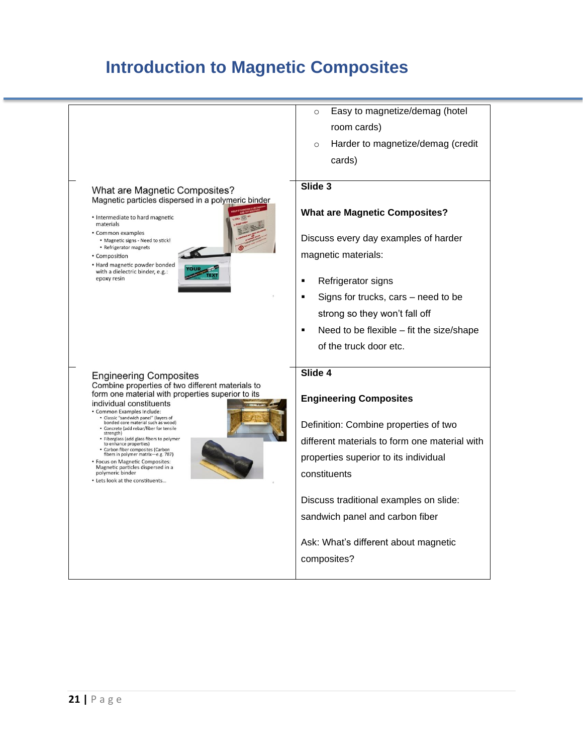# Introduction to Magnetic Composites

| | |
|---|---|
| | ○ Easy to magnetize/demag (hotel room cards)<br>○ Harder to magnetize/demag (credit cards) |
| What are Magnetic Composites?<br>Magnetic particles dispersed in a polymeric binder<br>• Intermediate to hard magnetic materials<br>• Common examples<br>  • Magnetic signs - Need to stick!<br>  • Refrigerator magnets<br>• Composition<br>• Hard magnetic powder bonded with a dielectric binder, e.g.: epoxy resin | **Slide 3**<br><br>**What are Magnetic Composites?**<br><br>Discuss every day examples of harder magnetic materials:<br><br>▪ Refrigerator signs<br>▪ Signs for trucks, cars – need to be strong so they won't fall off<br>▪ Need to be flexible – fit the size/shape of the truck door etc. |
| Engineering Composites<br>Combine properties of two different materials to form one material with properties superior to its individual constituents<br>• Common Examples Include:<br>  • Classic "sandwich panel" (layers of bonded core material such as wood)<br>  • Concrete (add rebar/fiber for tensile strength)<br>  • Fiberglass (add glass fibers to polymer to enhance properties)<br>  • Carbon fiber composites (Carbon fibers in polymer matrix—e.g. 787)<br>• Focus on Magnetic Composites: Magnetic particles dispersed in a polymeric binder<br>• Lets look at the constituents... | **Slide 4**<br><br>**Engineering Composites**<br><br>Definition: Combine properties of two different materials to form one material with properties superior to its individual constituents<br><br>Discuss traditional examples on slide: sandwich panel and carbon fiber<br><br>Ask: What's different about magnetic composites? |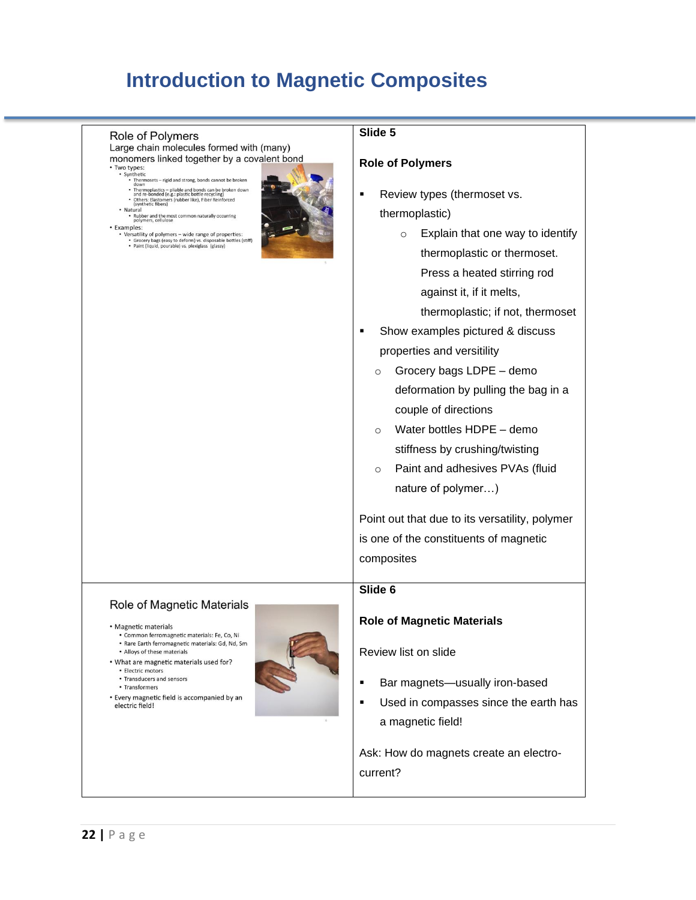# Introduction to Magnetic Composites

| | |
|---|---|
| **Role of Polymers**<br>Large chain molecules formed with (many) monomers linked together by a covalent bond<br>• Two types:<br>  • Synthetic<br>    • Thermosets – rigid and strong, bonds cannot be broken down<br>    • Thermoplastics – pliable and bonds can be broken down and re-bonded (e.g.: plastic bottle recycling)<br>    • Others: Elastomers (rubber like), Fiber Reinforced (synthetic fibers)<br>  • Natural<br>    • Rubber and the most common naturally occurring polymers, cellulose<br>• Examples:<br>  • Versatility of polymers – wide range of properties:<br>    • Grocery bags (easy to deform) vs. disposable bottles (stiff)<br>    • Paint (liquid, pourable) vs. plexiglass (glassy) | **Slide 5**<br><br>**Role of Polymers**<br><br>▪ Review types (thermoset vs. thermoplastic)<br>  ○ Explain that one way to identify thermoplastic or thermoset. Press a heated stirring rod against it, if it melts, thermoplastic; if not, thermoset<br>▪ Show examples pictured & discuss properties and versitility<br>  ○ Grocery bags LDPE – demo deformation by pulling the bag in a couple of directions<br>  ○ Water bottles HDPE – demo stiffness by crushing/twisting<br>  ○ Paint and adhesives PVAs (fluid nature of polymer…)<br><br>Point out that due to its versatility, polymer is one of the constituents of magnetic composites |
| **Role of Magnetic Materials**<br>• Magnetic materials<br>  • Common ferromagnetic materials: Fe, Co, Ni<br>  • Rare Earth ferromagnetic materials: Gd, Nd, Sm<br>  • Alloys of these materials<br>• What are magnetic materials used for?<br>  • Electric motors<br>  • Transducers and sensors<br>  • Transformers<br>• Every magnetic field is accompanied by an electric field! | **Slide 6**<br><br>**Role of Magnetic Materials**<br><br>Review list on slide<br><br>▪ Bar magnets—usually iron-based<br>▪ Used in compasses since the earth has a magnetic field!<br><br>Ask: How do magnets create an electro-current? |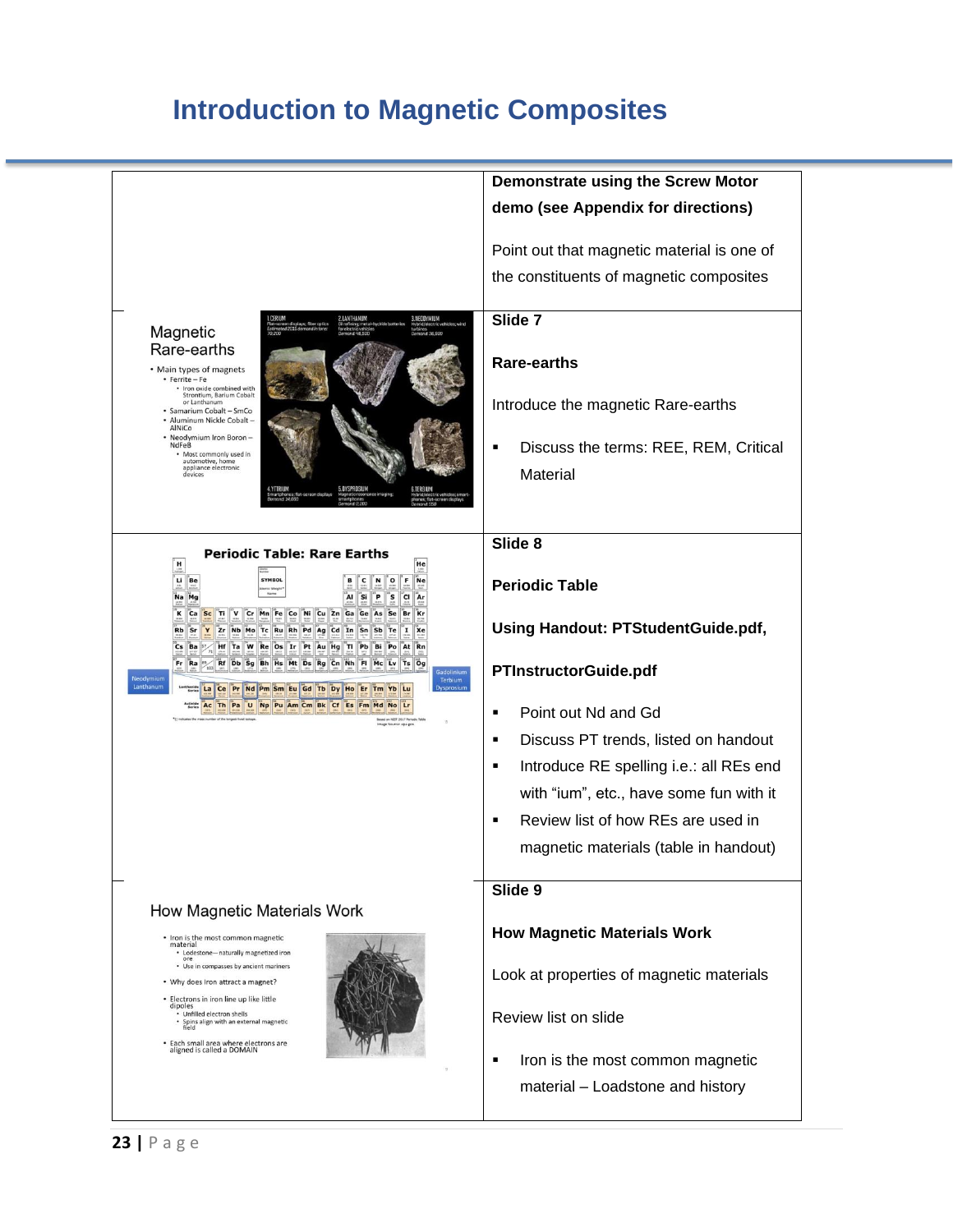# Introduction to Magnetic Composites

| | |
|---|---|
| | **Demonstrate using the Screw Motor demo (see Appendix for directions)**<br><br>Point out that magnetic material is one of the constituents of magnetic composites |
| Magnetic Rare-earths<br>• Main types of magnets<br>• Ferrite – Fe<br>• Iron oxide combined with Strontium, Barium Cobalt or Lanthanum<br>• Samarium Cobalt – SmCo<br>• Aluminum Nickel Cobalt – AlNiCo<br>• Neodymium Iron Boron – NdFeB<br>• Most commonly used in automotive, home appliance electronic devices | **Slide 7**<br><br>**Rare-earths**<br><br>Introduce the magnetic Rare-earths<br><br>▪ Discuss the terms: REE, REM, Critical Material |
| Periodic Table: Rare Earths | **Slide 8**<br><br>**Periodic Table**<br><br>**Using Handout: PTStudentGuide.pdf, PTInstructorGuide.pdf**<br><br>▪ Point out Nd and Gd<br>▪ Discuss PT trends, listed on handout<br>▪ Introduce RE spelling i.e.: all REs end with "ium", etc., have some fun with it<br>▪ Review list of how REs are used in magnetic materials (table in handout) |
| How Magnetic Materials Work<br>• Iron is the most common magnetic material<br>• Lodestone—naturally magnetized iron ore<br>• Use in compasses by ancient mariners<br>• Why does iron attract a magnet?<br>• Electrons in iron line up like little dipoles<br>• Unfilled electron shells<br>• Spins align with an external magnetic field<br>• Each small area where electrons are aligned is called a DOMAIN | **Slide 9**<br><br>**How Magnetic Materials Work**<br><br>Look at properties of magnetic materials<br><br>Review list on slide<br><br>▪ Iron is the most common magnetic material – Loadstone and history |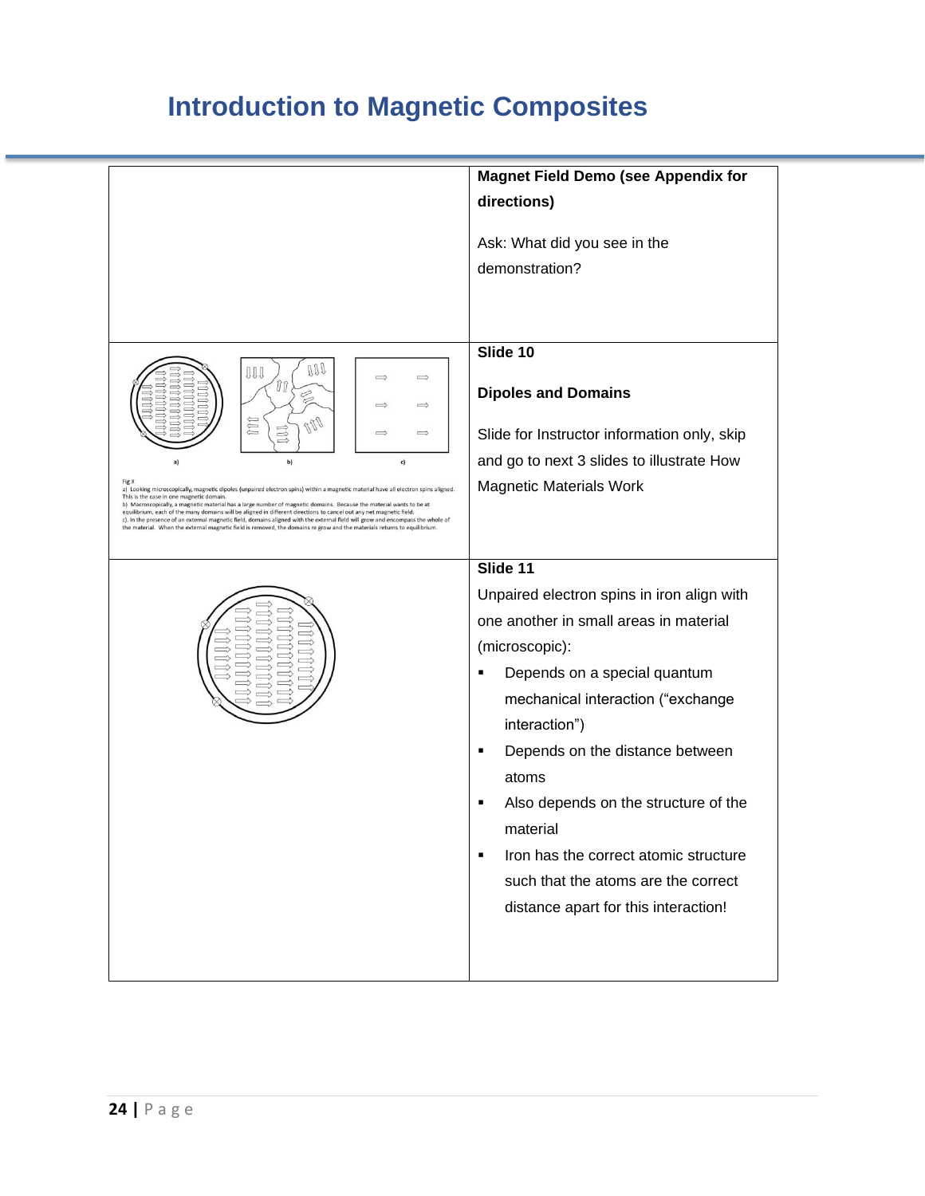# Introduction to Magnetic Composites

| | |
|---|---|
| | **Magnet Field Demo (see Appendix for directions)**<br><br>Ask: What did you see in the demonstration? |
| a) b) c)<br><br>Fig X<br>a) Looking microscopically, magnetic dipoles (unpaired electron spins) within a magnetic material have all electron spins aligned. This is the case in one magnetic domain.<br>b) Macroscopically, a magnetic material has a large number of magnetic domains. Because the material wants to be at equilibrium, each of the many domains will be aligned in different directions to cancel out any net magnetic field.<br>c). In the presence of an external magnetic field, domains aligned with the external field will grow and encompass the whole of the material. When the external magnetic field is removed, the domains re grow and the materials returns to equilibrium. | **Slide 10**<br><br>**Dipoles and Domains**<br><br>Slide for Instructor information only, skip and go to next 3 slides to illustrate How Magnetic Materials Work |
| | **Slide 11**<br>Unpaired electron spins in iron align with one another in small areas in material (microscopic):<br>▪ Depends on a special quantum mechanical interaction ("exchange interaction")<br>▪ Depends on the distance between atoms<br>▪ Also depends on the structure of the material<br>▪ Iron has the correct atomic structure such that the atoms are the correct distance apart for this interaction! |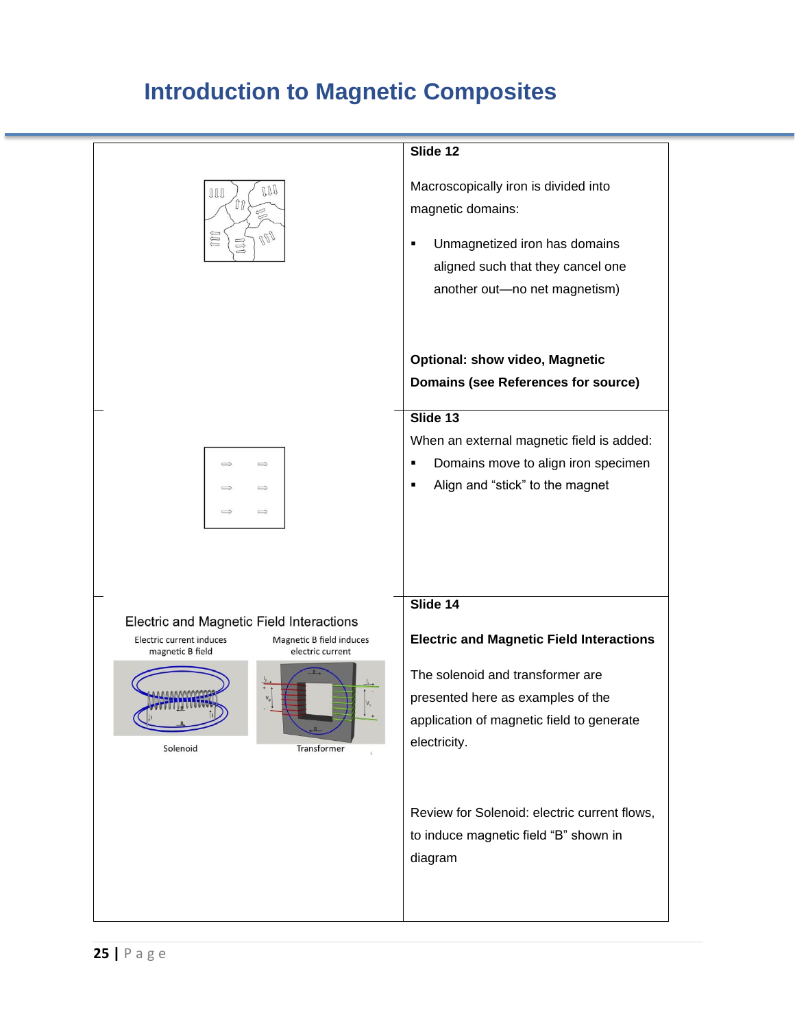# Introduction to Magnetic Composites

| | |
|---|---|
| | **Slide 12**<br><br>Macroscopically iron is divided into magnetic domains:<br><br>▪ Unmagnetized iron has domains aligned such that they cancel one another out—no net magnetism)<br><br>**Optional: show video, Magnetic Domains (see References for source)** |
| | **Slide 13**<br><br>When an external magnetic field is added:<br><br>▪ Domains move to align iron specimen<br>▪ Align and "stick" to the magnet |
| Electric and Magnetic Field Interactions<br>Electric current induces magnetic B field<br>Magnetic B field induces electric current<br>Solenoid<br>Transformer | **Slide 14**<br><br>**Electric and Magnetic Field Interactions**<br><br>The solenoid and transformer are presented here as examples of the application of magnetic field to generate electricity.<br><br>Review for Solenoid: electric current flows, to induce magnetic field "B" shown in diagram |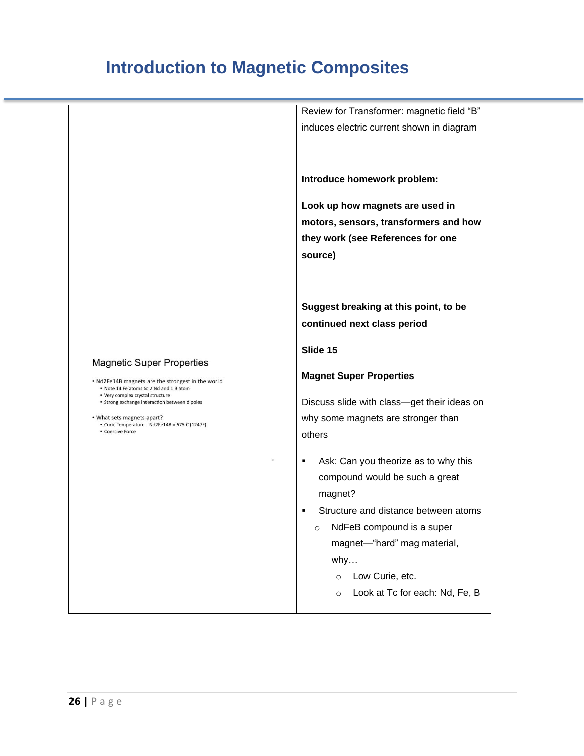# Introduction to Magnetic Composites

| | |
|---|---|
| | Review for Transformer: magnetic field "B" induces electric current shown in diagram<br><br>**Introduce homework problem:**<br><br>**Look up how magnets are used in motors, sensors, transformers and how they work (see References for one source)**<br><br>**Suggest breaking at this point, to be continued next class period** |
| Magnetic Super Properties<br><br>• $Nd_2Fe_{14}B$ magnets are the strongest in the world<br>  • Note 14 Fe atoms to 2 Nd and 1 B atom<br>  • Very complex crystal structure<br>  • Strong exchange interaction between dipoles<br><br>• What sets magnets apart?<br>  • Curie Temperature - $Nd_2Fe_{14}B$ = 675 C (1247F)<br>  • Coercive Force | **Slide 15**<br><br>**Magnet Super Properties**<br><br>Discuss slide with class—get their ideas on why some magnets are stronger than others<br><br>▪ Ask: Can you theorize as to why this compound would be such a great magnet?<br>▪ Structure and distance between atoms<br>  ○ NdFeB compound is a super magnet—"hard" mag material, why…<br>    ○ Low Curie, etc.<br>    ○ Look at Tc for each: Nd, Fe, B |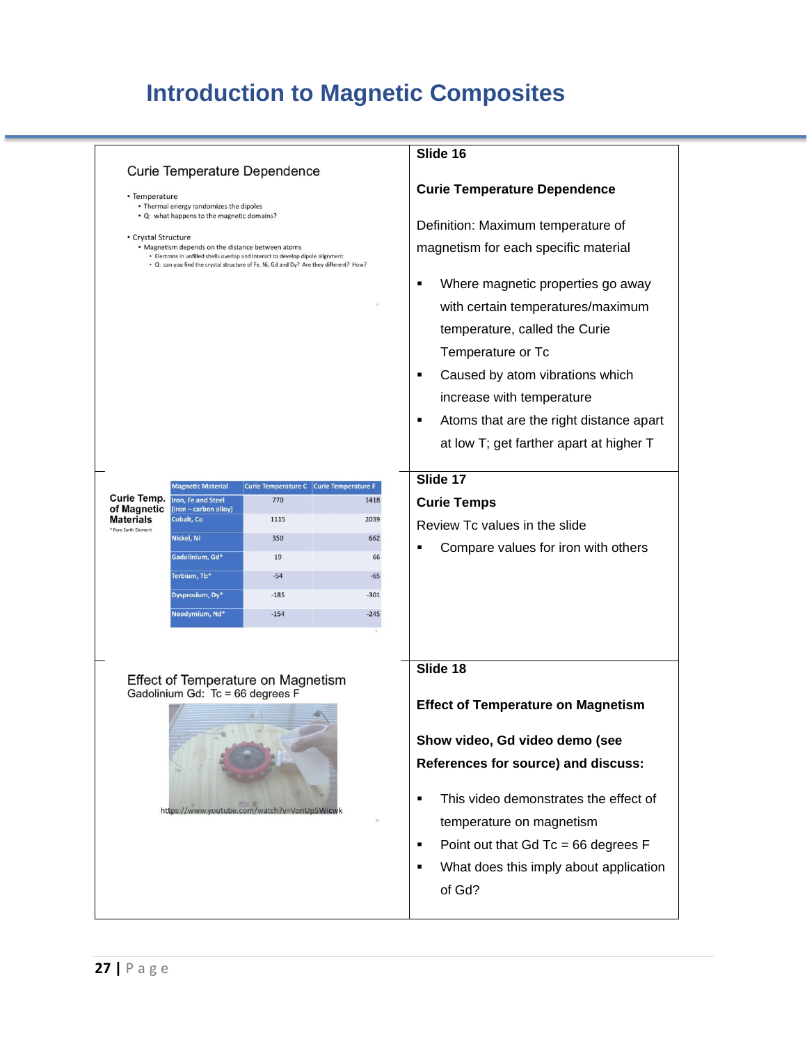# Introduction to Magnetic Composites

Curie Temperature Dependence

- Temperature
  - Thermal energy randomizes the dipoles
  - Q: what happens to the magnetic domains?
- Crystal Structure
  - Magnetism depends on the distance between atoms
    - Electrons in unfilled shells overlap and interact to develop dipole alignment
    - Q: can you find the crystal structure of Fe, Ni, Gd and Dy? Are they different? How?

**Slide 16**

**Curie Temperature Dependence**

Definition: Maximum temperature of magnetism for each specific material

- Where magnetic properties go away with certain temperatures/maximum temperature, called the Curie Temperature or Tc
- Caused by atom vibrations which increase with temperature
- Atoms that are the right distance apart at low T; get farther apart at higher T

**Curie Temp. of Magnetic Materials**

* Rare Earth Element

| Magnetic Material | Curie Temperature C | Curie Temperature F |
|---|---|---|
| Iron, Fe and Steel (iron – carbon alloy) | 770 | 1418 |
| Cobalt, Co | 1115 | 2039 |
| Nickel, Ni | 350 | 662 |
| Gadolinium, Gd* | 19 | 66 |
| Terbium, Tb* | -54 | -65 |
| Dysprosium, Dy* | -185 | -301 |
| Neodymium, Nd* | -154 | -245 |

**Slide 17**

**Curie Temps**

Review Tc values in the slide

- Compare values for iron with others

Effect of Temperature on Magnetism
Gadolinium Gd: Tc = 66 degrees F

https://www.youtube.com/watch?v=VonUp5Wicwk

**Slide 18**

**Effect of Temperature on Magnetism**

**Show video, Gd video demo (see References for source) and discuss:**

- This video demonstrates the effect of temperature on magnetism
- Point out that Gd Tc = 66 degrees F
- What does this imply about application of Gd?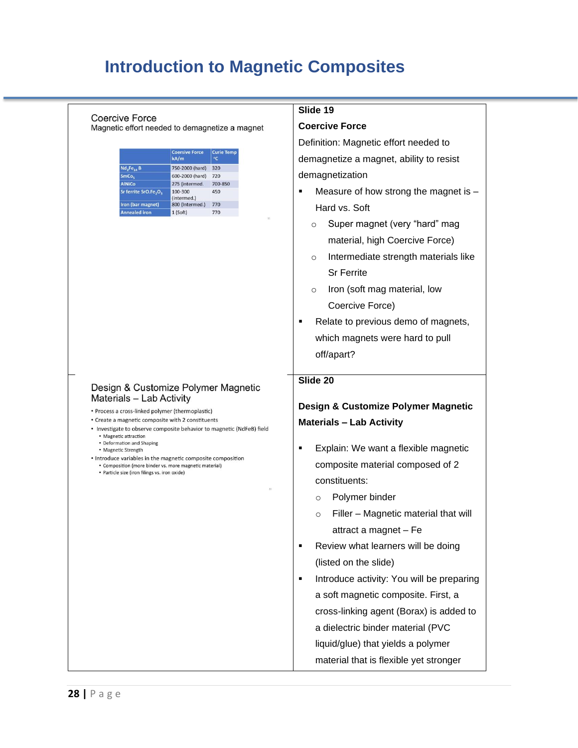# Introduction to Magnetic Composites

Coercive Force

Magnetic effort needed to demagnetize a magnet

| | Coersive Force kA/m | Curie Temp °C |
|---|---|---|
| $Nd_2Fe_{14}B$ | 750-2000 (hard) | 320 |
| $SmCo_5$ | 600-2000 (hard) | 720 |
| AlNiCo | 275 (intermed. | 700-850 |
| Sr ferrite $SrO.Fe_2O_3$ | 100-300 (intermed.) | 450 |
| Iron (bar magnet) | 800 (Intermed.) | 770 |
| Annealed iron | 1 (Soft) | 770 |

**Slide 19**

**Coercive Force**

Definition: Magnetic effort needed to demagnetize a magnet, ability to resist demagnetization

- Measure of how strong the magnet is – Hard vs. Soft
  - Super magnet (very "hard" mag material, high Coercive Force)
  - Intermediate strength materials like Sr Ferrite
  - Iron (soft mag material, low Coercive Force)
- Relate to previous demo of magnets, which magnets were hard to pull off/apart?

Design & Customize Polymer Magnetic Materials – Lab Activity

- Process a cross-linked polymer (thermoplastic)
- Create a magnetic composite with 2 constituents
- Investigate to observe composite behavior to magnetic (NdFeB) field
  - Magnetic attraction
  - Deformation and Shaping
  - Magnetic Strength
- Introduce variables in the magnetic composite composition
  - Composition (more binder vs. more magnetic material)
  - Particle size (iron filings vs. iron oxide)

**Slide 20**

**Design & Customize Polymer Magnetic Materials – Lab Activity**

- Explain: We want a flexible magnetic composite material composed of 2 constituents:
  - Polymer binder
  - Filler – Magnetic material that will attract a magnet – Fe
- Review what learners will be doing (listed on the slide)
- Introduce activity: You will be preparing a soft magnetic composite. First, a cross-linking agent (Borax) is added to a dielectric binder material (PVC liquid/glue) that yields a polymer material that is flexible yet stronger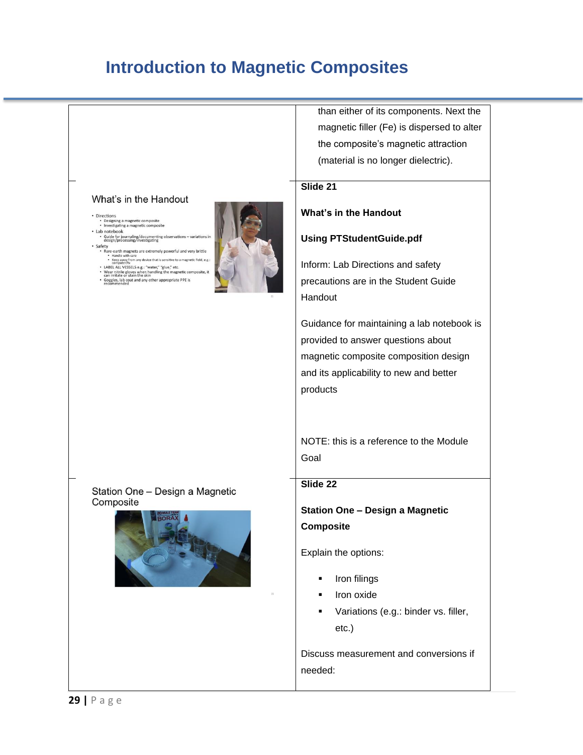# Introduction to Magnetic Composites

| | |
|---|---|
| | than either of its components. Next the magnetic filler (Fe) is dispersed to alter the composite's magnetic attraction (material is no longer dielectric). |
| What's in the Handout<br>• Directions<br>• Designing a magnetic composite<br>• Investigating a magnetic composite<br>• Lab notebook<br>• Guide for journaling/documenting observations – variations in design/processing/investigating<br>• Safety<br>• Rare-earth magnets are extremely powerful and very brittle<br>• Handle with care<br>• Keep away from any device that is sensitive to a magnetic field, e.g.: computer/tv<br>• LABEL ALL VESSELS e.g.: "water," "glue," etc.<br>• Wear nitrile gloves when handling the magnetic composite, it can irritate or stain the skin<br>• Goggles, lab coat and any other appropriate PPE is recommended | **Slide 21**<br><br>**What's in the Handout**<br><br>**Using PTStudentGuide.pdf**<br><br>Inform: Lab Directions and safety precautions are in the Student Guide Handout<br><br>Guidance for maintaining a lab notebook is provided to answer questions about magnetic composite composition design and its applicability to new and better products<br><br>NOTE: this is a reference to the Module Goal |
| Station One – Design a Magnetic Composite | **Slide 22**<br><br>**Station One – Design a Magnetic Composite**<br><br>Explain the options:<br>▪ Iron filings<br>▪ Iron oxide<br>▪ Variations (e.g.: binder vs. filler, etc.)<br><br>Discuss measurement and conversions if needed: |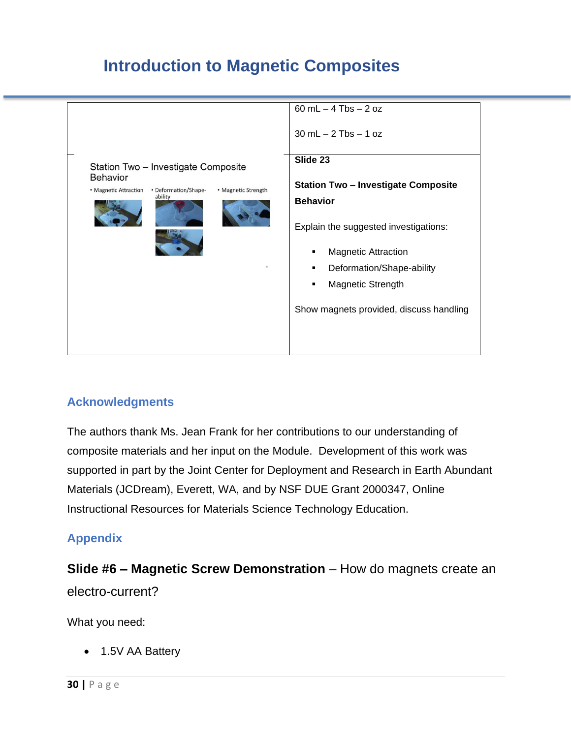| | |
|---|---|
| | 60 mL – 4 Tbs – 2 oz<br><br>30 mL – 2 Tbs – 1 oz |
| Station Two – Investigate Composite Behavior<br>• Magnetic Attraction • Deformation/Shape-ability • Magnetic Strength | **Slide 23**<br><br>**Station Two – Investigate Composite Behavior**<br><br>Explain the suggested investigations:<br><br>▪ Magnetic Attraction<br>▪ Deformation/Shape-ability<br>▪ Magnetic Strength<br><br>Show magnets provided, discuss handling |

## Acknowledgments

The authors thank Ms. Jean Frank for her contributions to our understanding of composite materials and her input on the Module. Development of this work was supported in part by the Joint Center for Deployment and Research in Earth Abundant Materials (JCDream), Everett, WA, and by NSF DUE Grant 2000347, Online Instructional Resources for Materials Science Technology Education.

## Appendix

### **Slide #6 – Magnetic Screw Demonstration** – How do magnets create an electro-current?

What you need:

- 1.5V AA Battery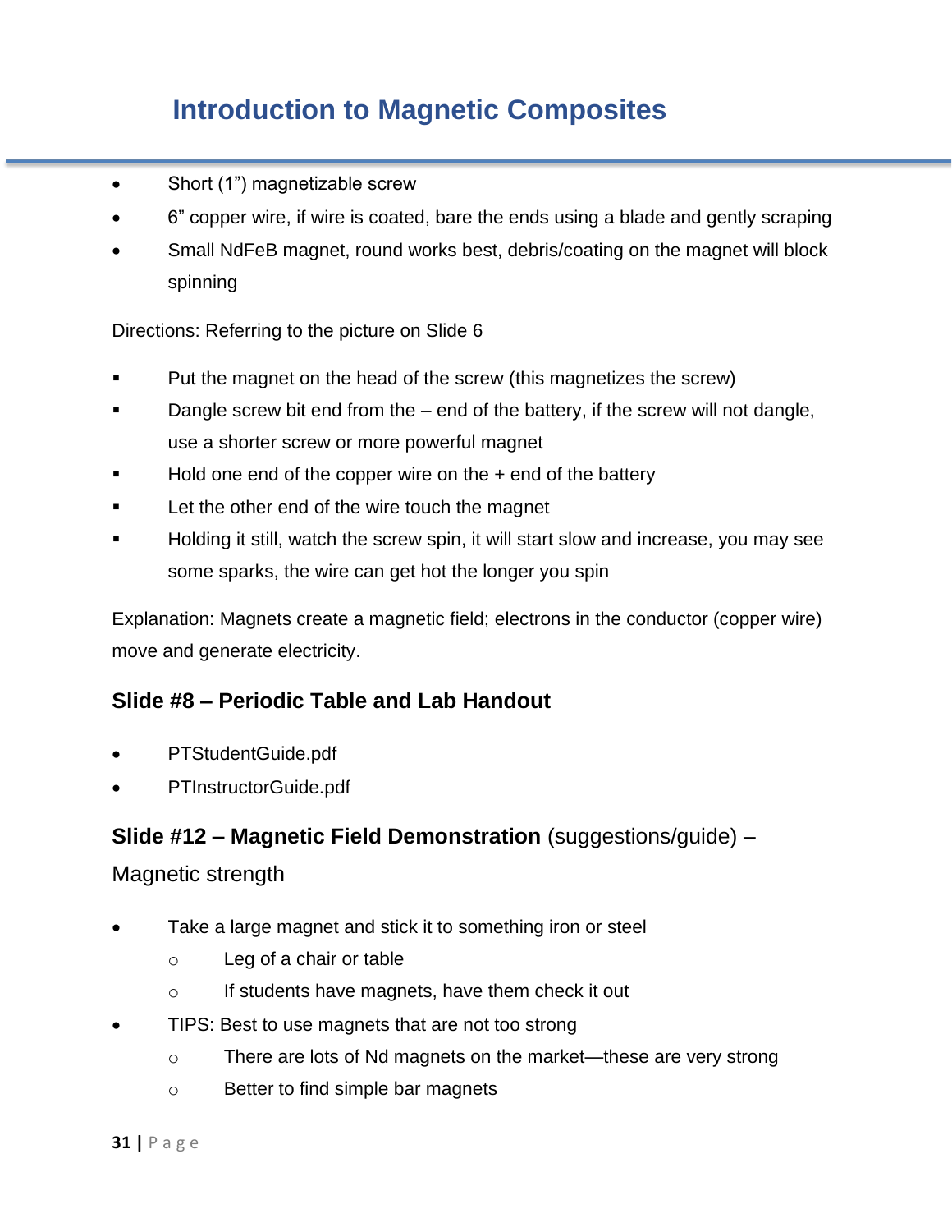- Short (1”) magnetizable screw
- 6” copper wire, if wire is coated, bare the ends using a blade and gently scraping
- Small NdFeB magnet, round works best, debris/coating on the magnet will block spinning

Directions: Referring to the picture on Slide 6

- Put the magnet on the head of the screw (this magnetizes the screw)
- Dangle screw bit end from the – end of the battery, if the screw will not dangle, use a shorter screw or more powerful magnet
- Hold one end of the copper wire on the + end of the battery
- Let the other end of the wire touch the magnet
- Holding it still, watch the screw spin, it will start slow and increase, you may see some sparks, the wire can get hot the longer you spin

Explanation: Magnets create a magnetic field; electrons in the conductor (copper wire) move and generate electricity.

### Slide #8 – Periodic Table and Lab Handout

- PTStudentGuide.pdf
- PTInstructorGuide.pdf

### Slide #12 – Magnetic Field Demonstration (suggestions/guide) – Magnetic strength

- Take a large magnet and stick it to something iron or steel
  - Leg of a chair or table
  - If students have magnets, have them check it out
- TIPS: Best to use magnets that are not too strong
  - There are lots of Nd magnets on the market—these are very strong
  - Better to find simple bar magnets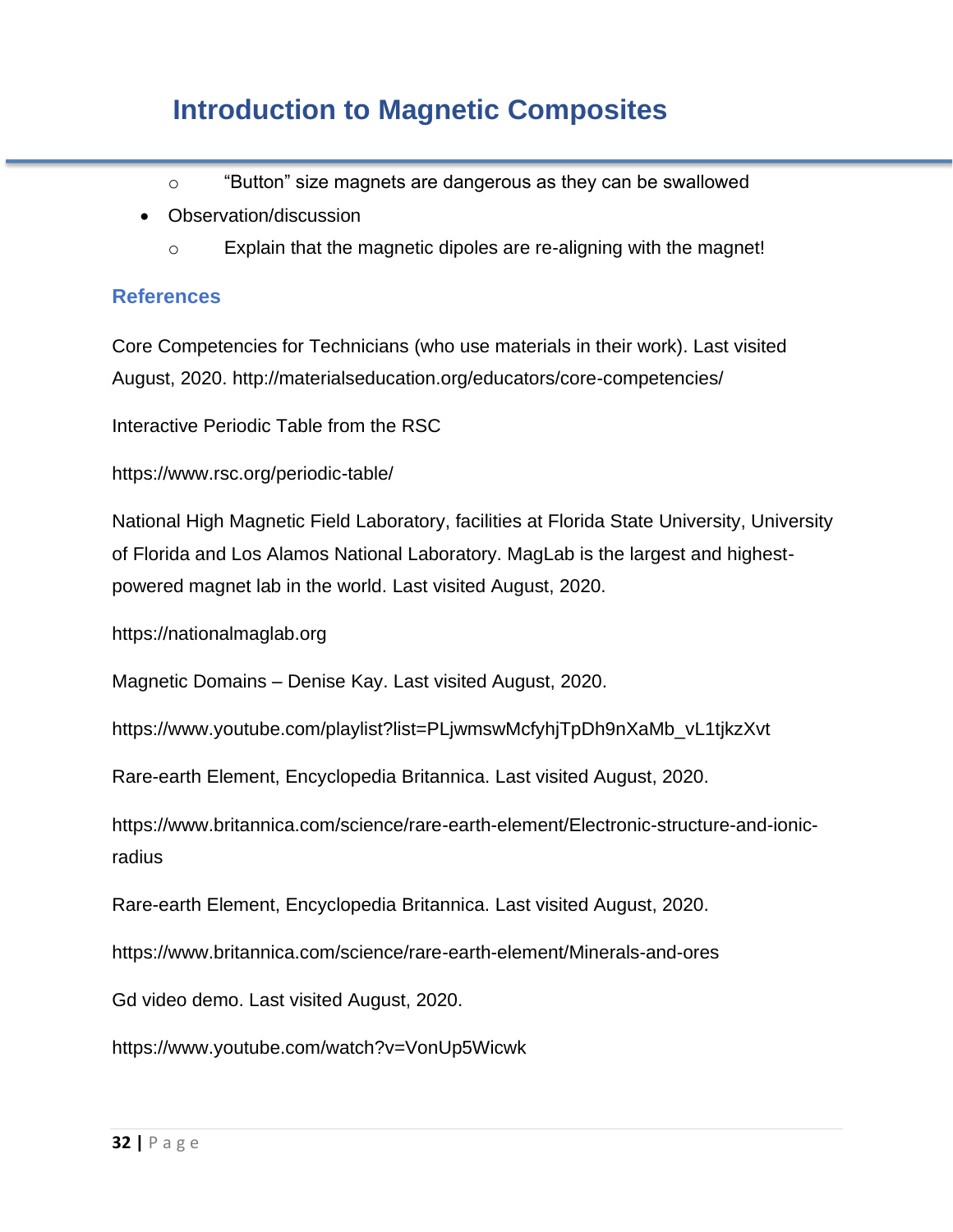- "Button" size magnets are dangerous as they can be swallowed
- Observation/discussion
  - Explain that the magnetic dipoles are re-aligning with the magnet!

### References

Core Competencies for Technicians (who use materials in their work). Last visited August, 2020. http://materialseducation.org/educators/core-competencies/

Interactive Periodic Table from the RSC

https://www.rsc.org/periodic-table/

National High Magnetic Field Laboratory, facilities at Florida State University, University of Florida and Los Alamos National Laboratory. MagLab is the largest and highest-powered magnet lab in the world. Last visited August, 2020.

https://nationalmaglab.org

Magnetic Domains – Denise Kay. Last visited August, 2020.

https://www.youtube.com/playlist?list=PLjwmswMcfyhjTpDh9nXaMb_vL1tjkzXvt

Rare-earth Element, Encyclopedia Britannica. Last visited August, 2020.

https://www.britannica.com/science/rare-earth-element/Electronic-structure-and-ionic-radius

Rare-earth Element, Encyclopedia Britannica. Last visited August, 2020.

https://www.britannica.com/science/rare-earth-element/Minerals-and-ores

Gd video demo. Last visited August, 2020.

https://www.youtube.com/watch?v=VonUp5Wicwk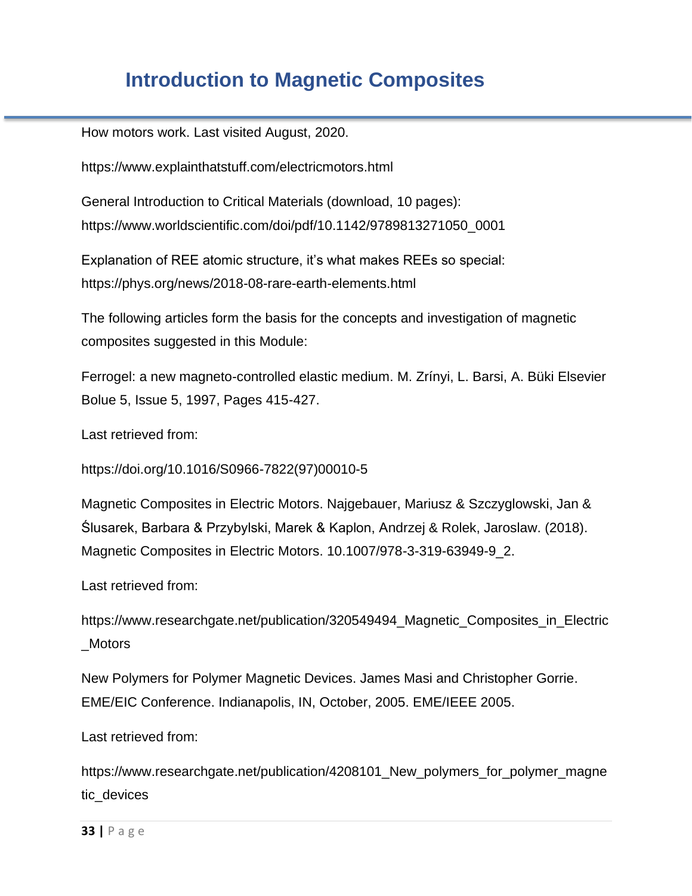How motors work. Last visited August, 2020.

https://www.explainthatstuff.com/electricmotors.html

General Introduction to Critical Materials (download, 10 pages): https://www.worldscientific.com/doi/pdf/10.1142/9789813271050_0001

Explanation of REE atomic structure, it's what makes REEs so special: https://phys.org/news/2018-08-rare-earth-elements.html

The following articles form the basis for the concepts and investigation of magnetic composites suggested in this Module:

Ferrogel: a new magneto-controlled elastic medium. M. Zrínyi, L. Barsi, A. Büki Elsevier Bolue 5, Issue 5, 1997, Pages 415-427.

Last retrieved from:

https://doi.org/10.1016/S0966-7822(97)00010-5

Magnetic Composites in Electric Motors. Najgebauer, Mariusz & Szczyglowski, Jan & Ślusarek, Barbara & Przybylski, Marek & Kaplon, Andrzej & Rolek, Jaroslaw. (2018). Magnetic Composites in Electric Motors. 10.1007/978-3-319-63949-9_2.

Last retrieved from:

https://www.researchgate.net/publication/320549494_Magnetic_Composites_in_Electric_Motors

New Polymers for Polymer Magnetic Devices. James Masi and Christopher Gorrie. EME/EIC Conference. Indianapolis, IN, October, 2005. EME/IEEE 2005.

Last retrieved from:

https://www.researchgate.net/publication/4208101_New_polymers_for_polymer_magnetic_devices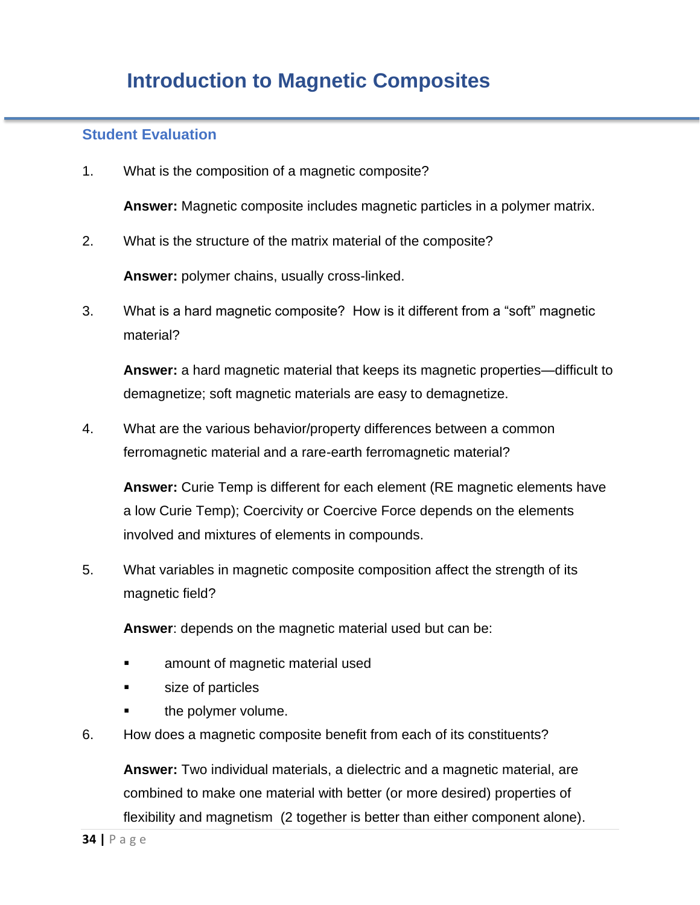# Introduction to Magnetic Composites

## Student Evaluation

1. What is the composition of a magnetic composite?

   **Answer:** Magnetic composite includes magnetic particles in a polymer matrix.

2. What is the structure of the matrix material of the composite?

   **Answer:** polymer chains, usually cross-linked.

3. What is a hard magnetic composite? How is it different from a "soft" magnetic material?

   **Answer:** a hard magnetic material that keeps its magnetic properties—difficult to demagnetize; soft magnetic materials are easy to demagnetize.

4. What are the various behavior/property differences between a common ferromagnetic material and a rare-earth ferromagnetic material?

   **Answer:** Curie Temp is different for each element (RE magnetic elements have a low Curie Temp); Coercivity or Coercive Force depends on the elements involved and mixtures of elements in compounds.

5. What variables in magnetic composite composition affect the strength of its magnetic field?

   **Answer**: depends on the magnetic material used but can be:

   - amount of magnetic material used
   - size of particles
   - the polymer volume.

6. How does a magnetic composite benefit from each of its constituents?

   **Answer:** Two individual materials, a dielectric and a magnetic material, are combined to make one material with better (or more desired) properties of flexibility and magnetism (2 together is better than either component alone).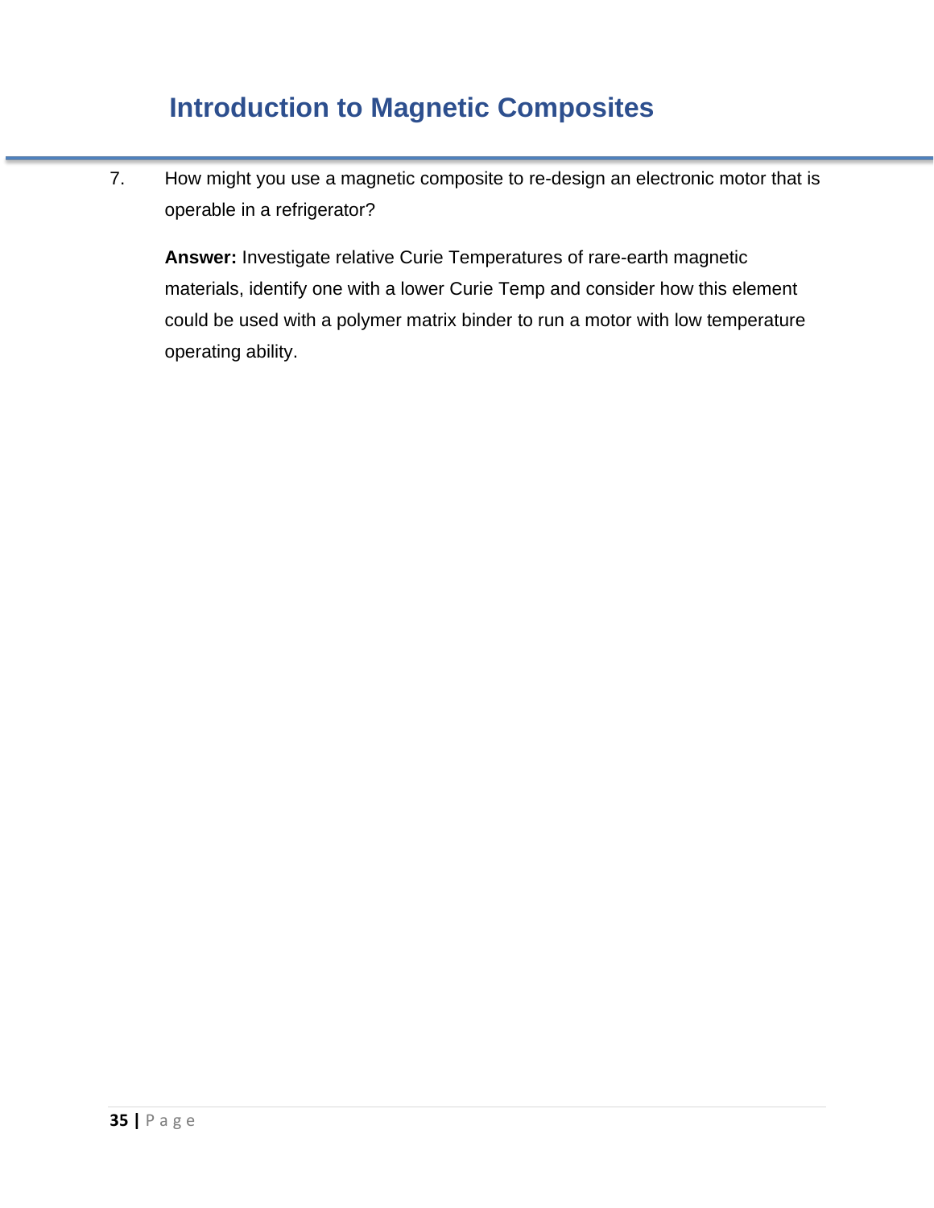7. How might you use a magnetic composite to re-design an electronic motor that is operable in a refrigerator?

   **Answer:** Investigate relative Curie Temperatures of rare-earth magnetic materials, identify one with a lower Curie Temp and consider how this element could be used with a polymer matrix binder to run a motor with low temperature operating ability.